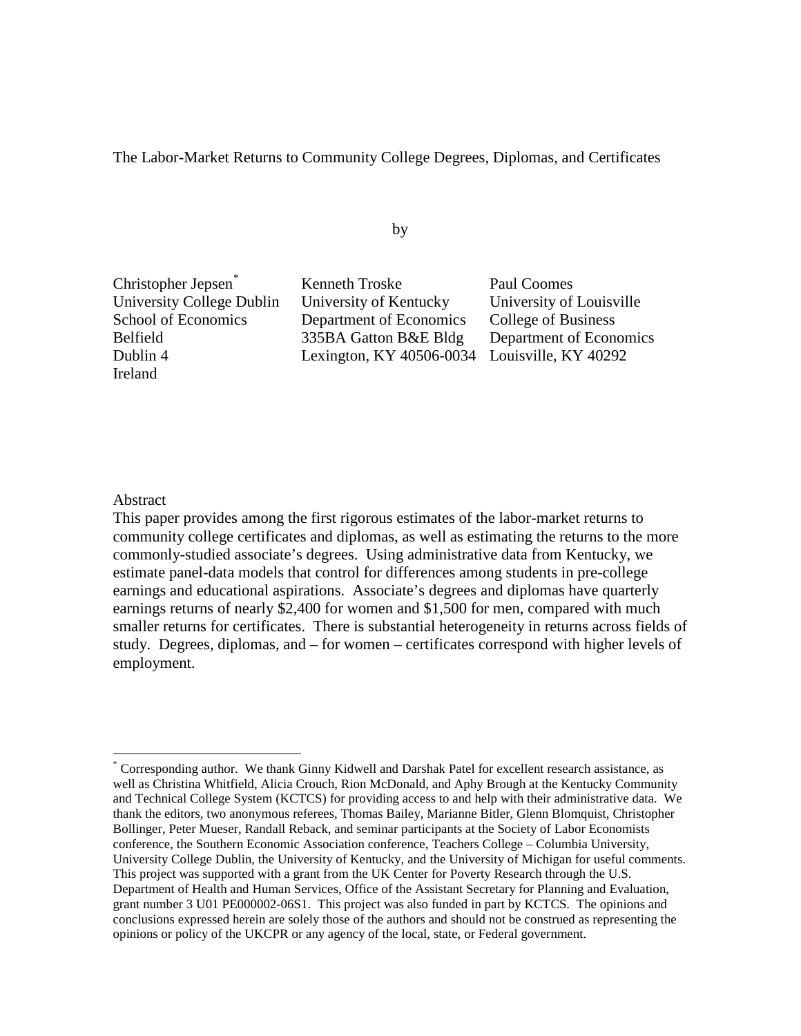# The Labor-Market Returns to Community College Degrees, Diplomas, and Certificates

by

Christopher Jepsen[*]
University College Dublin
School of Economics
Belfield
Dublin 4
Ireland

Kenneth Troske
University of Kentucky
Department of Economics
335BA Gatton B&E Bldg
Lexington, KY 40506-0034

Paul Coomes
University of Louisville
College of Business
Department of Economics
Louisville, KY 40292

## Abstract

This paper provides among the first rigorous estimates of the labor-market returns to community college certificates and diplomas, as well as estimating the returns to the more commonly-studied associate's degrees. Using administrative data from Kentucky, we estimate panel-data models that control for differences among students in pre-college earnings and educational aspirations. Associate's degrees and diplomas have quarterly earnings returns of nearly $2,400 for women and $1,500 for men, compared with much smaller returns for certificates. There is substantial heterogeneity in returns across fields of study. Degrees, diplomas, and – for women – certificates correspond with higher levels of employment.

---

[*] Corresponding author. We thank Ginny Kidwell and Darshak Patel for excellent research assistance, as well as Christina Whitfield, Alicia Crouch, Rion McDonald, and Aphy Brough at the Kentucky Community and Technical College System (KCTCS) for providing access to and help with their administrative data. We thank the editors, two anonymous referees, Thomas Bailey, Marianne Bitler, Glenn Blomquist, Christopher Bollinger, Peter Mueser, Randall Reback, and seminar participants at the Society of Labor Economists conference, the Southern Economic Association conference, Teachers College – Columbia University, University College Dublin, the University of Kentucky, and the University of Michigan for useful comments. This project was supported with a grant from the UK Center for Poverty Research through the U.S. Department of Health and Human Services, Office of the Assistant Secretary for Planning and Evaluation, grant number 3 U01 PE000002-06S1. This project was also funded in part by KCTCS. The opinions and conclusions expressed herein are solely those of the authors and should not be construed as representing the opinions or policy of the UKCPR or any agency of the local, state, or Federal government.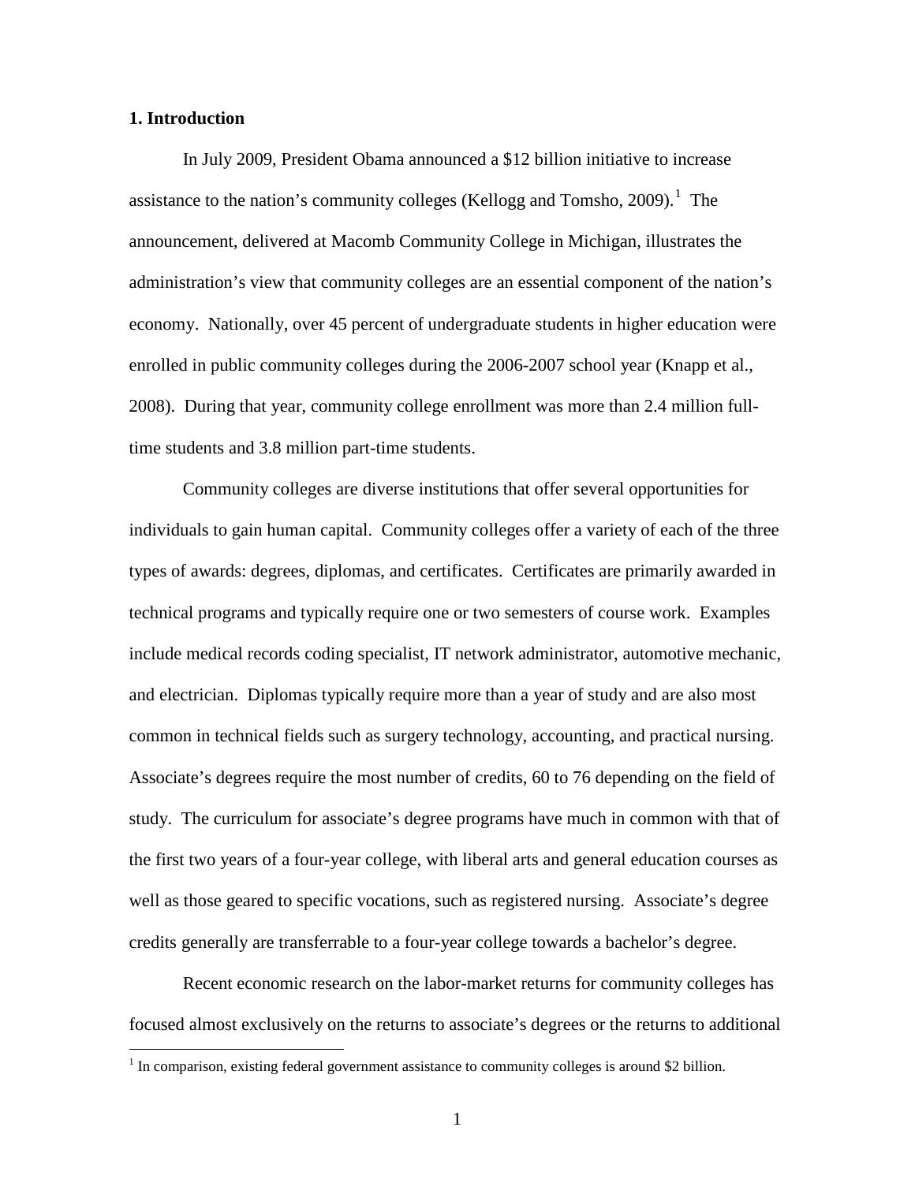## 1. Introduction

In July 2009, President Obama announced a $12 billion initiative to increase assistance to the nation's community colleges (Kellogg and Tomsho, 2009).[1] The announcement, delivered at Macomb Community College in Michigan, illustrates the administration's view that community colleges are an essential component of the nation's economy. Nationally, over 45 percent of undergraduate students in higher education were enrolled in public community colleges during the 2006-2007 school year (Knapp et al., 2008). During that year, community college enrollment was more than 2.4 million full-time students and 3.8 million part-time students.

Community colleges are diverse institutions that offer several opportunities for individuals to gain human capital. Community colleges offer a variety of each of the three types of awards: degrees, diplomas, and certificates. Certificates are primarily awarded in technical programs and typically require one or two semesters of course work. Examples include medical records coding specialist, IT network administrator, automotive mechanic, and electrician. Diplomas typically require more than a year of study and are also most common in technical fields such as surgery technology, accounting, and practical nursing. Associate's degrees require the most number of credits, 60 to 76 depending on the field of study. The curriculum for associate's degree programs have much in common with that of the first two years of a four-year college, with liberal arts and general education courses as well as those geared to specific vocations, such as registered nursing. Associate's degree credits generally are transferrable to a four-year college towards a bachelor's degree.

Recent economic research on the labor-market returns for community colleges has focused almost exclusively on the returns to associate's degrees or the returns to additional

[1] In comparison, existing federal government assistance to community colleges is around $2 billion.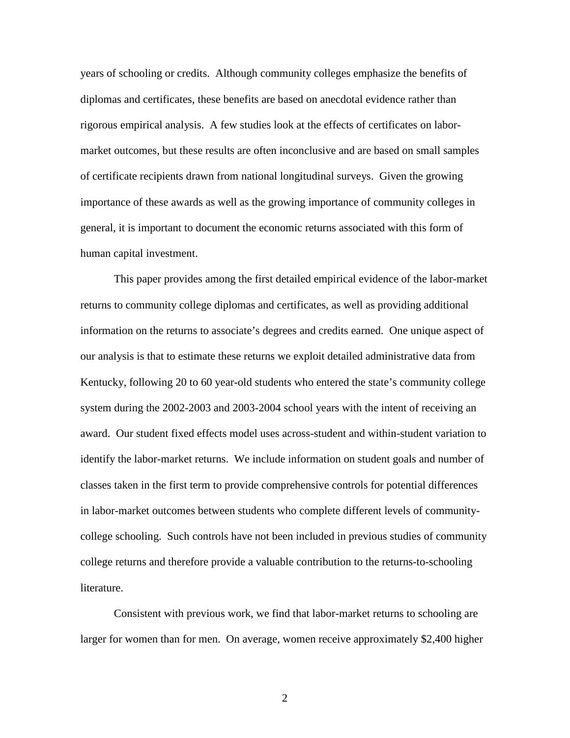years of schooling or credits. Although community colleges emphasize the benefits of diplomas and certificates, these benefits are based on anecdotal evidence rather than rigorous empirical analysis. A few studies look at the effects of certificates on labor-market outcomes, but these results are often inconclusive and are based on small samples of certificate recipients drawn from national longitudinal surveys. Given the growing importance of these awards as well as the growing importance of community colleges in general, it is important to document the economic returns associated with this form of human capital investment.

This paper provides among the first detailed empirical evidence of the labor-market returns to community college diplomas and certificates, as well as providing additional information on the returns to associate's degrees and credits earned. One unique aspect of our analysis is that to estimate these returns we exploit detailed administrative data from Kentucky, following 20 to 60 year-old students who entered the state's community college system during the 2002-2003 and 2003-2004 school years with the intent of receiving an award. Our student fixed effects model uses across-student and within-student variation to identify the labor-market returns. We include information on student goals and number of classes taken in the first term to provide comprehensive controls for potential differences in labor-market outcomes between students who complete different levels of community-college schooling. Such controls have not been included in previous studies of community college returns and therefore provide a valuable contribution to the returns-to-schooling literature.

Consistent with previous work, we find that labor-market returns to schooling are larger for women than for men. On average, women receive approximately $2,400 higher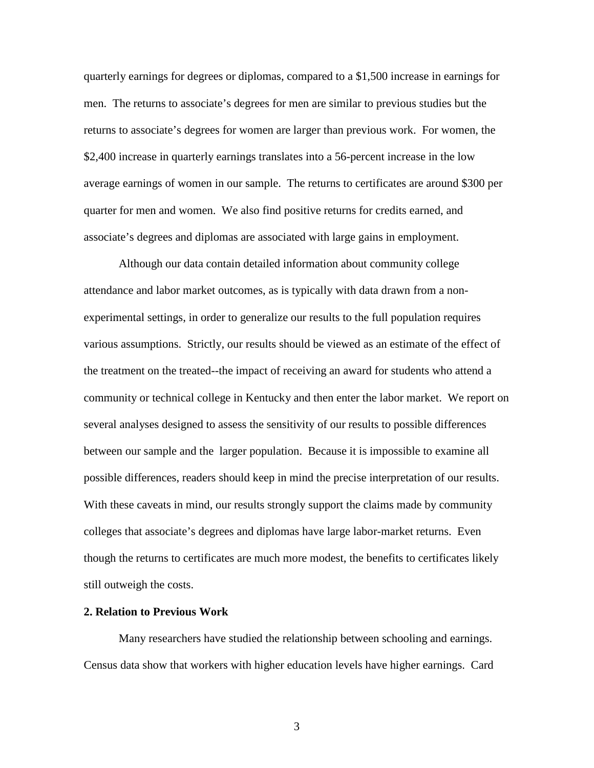quarterly earnings for degrees or diplomas, compared to a $1,500 increase in earnings for men. The returns to associate's degrees for men are similar to previous studies but the returns to associate's degrees for women are larger than previous work. For women, the $2,400 increase in quarterly earnings translates into a 56-percent increase in the low average earnings of women in our sample. The returns to certificates are around $300 per quarter for men and women. We also find positive returns for credits earned, and associate's degrees and diplomas are associated with large gains in employment.

Although our data contain detailed information about community college attendance and labor market outcomes, as is typically with data drawn from a non-experimental settings, in order to generalize our results to the full population requires various assumptions. Strictly, our results should be viewed as an estimate of the effect of the treatment on the treated--the impact of receiving an award for students who attend a community or technical college in Kentucky and then enter the labor market. We report on several analyses designed to assess the sensitivity of our results to possible differences between our sample and the larger population. Because it is impossible to examine all possible differences, readers should keep in mind the precise interpretation of our results. With these caveats in mind, our results strongly support the claims made by community colleges that associate's degrees and diplomas have large labor-market returns. Even though the returns to certificates are much more modest, the benefits to certificates likely still outweigh the costs.

## 2. Relation to Previous Work

Many researchers have studied the relationship between schooling and earnings. Census data show that workers with higher education levels have higher earnings. Card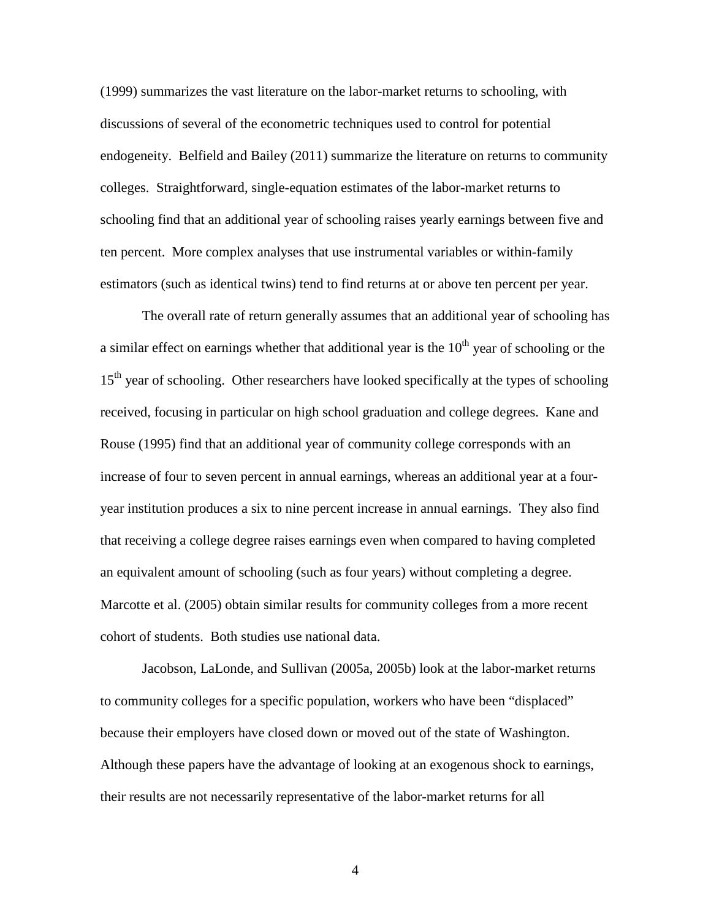(1999) summarizes the vast literature on the labor-market returns to schooling, with discussions of several of the econometric techniques used to control for potential endogeneity. Belfield and Bailey (2011) summarize the literature on returns to community colleges. Straightforward, single-equation estimates of the labor-market returns to schooling find that an additional year of schooling raises yearly earnings between five and ten percent. More complex analyses that use instrumental variables or within-family estimators (such as identical twins) tend to find returns at or above ten percent per year.

The overall rate of return generally assumes that an additional year of schooling has a similar effect on earnings whether that additional year is the $10^{th}$ year of schooling or the $15^{th}$ year of schooling. Other researchers have looked specifically at the types of schooling received, focusing in particular on high school graduation and college degrees. Kane and Rouse (1995) find that an additional year of community college corresponds with an increase of four to seven percent in annual earnings, whereas an additional year at a four-year institution produces a six to nine percent increase in annual earnings. They also find that receiving a college degree raises earnings even when compared to having completed an equivalent amount of schooling (such as four years) without completing a degree. Marcotte et al. (2005) obtain similar results for community colleges from a more recent cohort of students. Both studies use national data.

Jacobson, LaLonde, and Sullivan (2005a, 2005b) look at the labor-market returns to community colleges for a specific population, workers who have been "displaced" because their employers have closed down or moved out of the state of Washington. Although these papers have the advantage of looking at an exogenous shock to earnings, their results are not necessarily representative of the labor-market returns for all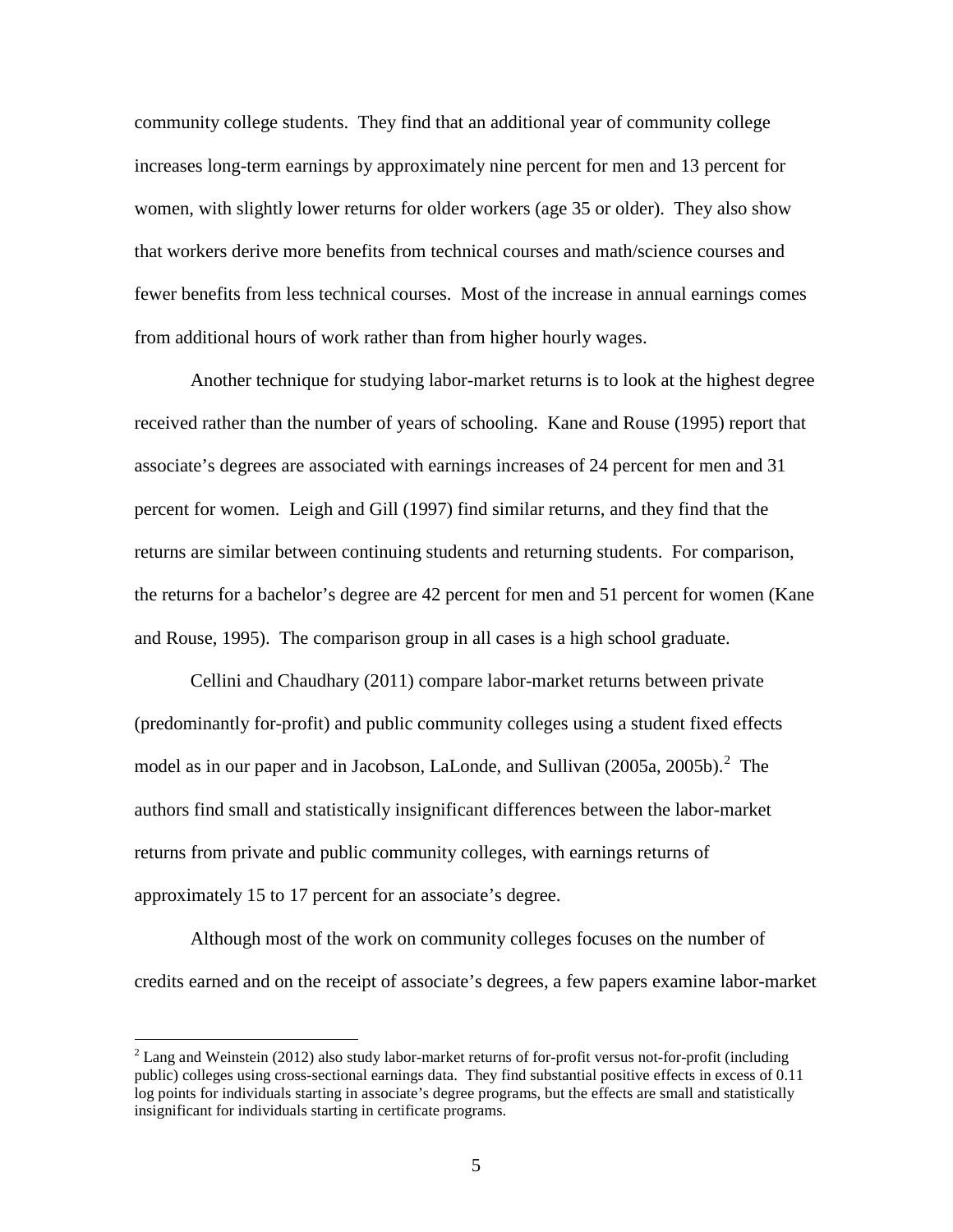community college students. They find that an additional year of community college increases long-term earnings by approximately nine percent for men and 13 percent for women, with slightly lower returns for older workers (age 35 or older). They also show that workers derive more benefits from technical courses and math/science courses and fewer benefits from less technical courses. Most of the increase in annual earnings comes from additional hours of work rather than from higher hourly wages.

Another technique for studying labor-market returns is to look at the highest degree received rather than the number of years of schooling. Kane and Rouse (1995) report that associate's degrees are associated with earnings increases of 24 percent for men and 31 percent for women. Leigh and Gill (1997) find similar returns, and they find that the returns are similar between continuing students and returning students. For comparison, the returns for a bachelor's degree are 42 percent for men and 51 percent for women (Kane and Rouse, 1995). The comparison group in all cases is a high school graduate.

Cellini and Chaudhary (2011) compare labor-market returns between private (predominantly for-profit) and public community colleges using a student fixed effects model as in our paper and in Jacobson, LaLonde, and Sullivan (2005a, 2005b).[2] The authors find small and statistically insignificant differences between the labor-market returns from private and public community colleges, with earnings returns of approximately 15 to 17 percent for an associate's degree.

Although most of the work on community colleges focuses on the number of credits earned and on the receipt of associate's degrees, a few papers examine labor-market

---

[2] Lang and Weinstein (2012) also study labor-market returns of for-profit versus not-for-profit (including public) colleges using cross-sectional earnings data. They find substantial positive effects in excess of 0.11 log points for individuals starting in associate's degree programs, but the effects are small and statistically insignificant for individuals starting in certificate programs.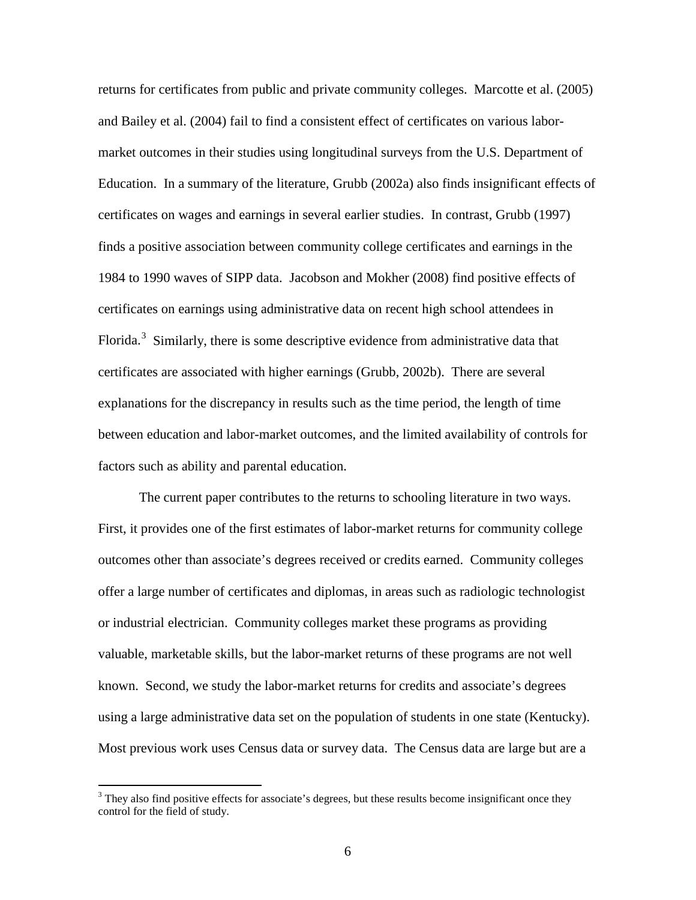returns for certificates from public and private community colleges. Marcotte et al. (2005) and Bailey et al. (2004) fail to find a consistent effect of certificates on various labor-market outcomes in their studies using longitudinal surveys from the U.S. Department of Education. In a summary of the literature, Grubb (2002a) also finds insignificant effects of certificates on wages and earnings in several earlier studies. In contrast, Grubb (1997) finds a positive association between community college certificates and earnings in the 1984 to 1990 waves of SIPP data. Jacobson and Mokher (2008) find positive effects of certificates on earnings using administrative data on recent high school attendees in Florida.[3] Similarly, there is some descriptive evidence from administrative data that certificates are associated with higher earnings (Grubb, 2002b). There are several explanations for the discrepancy in results such as the time period, the length of time between education and labor-market outcomes, and the limited availability of controls for factors such as ability and parental education.

The current paper contributes to the returns to schooling literature in two ways. First, it provides one of the first estimates of labor-market returns for community college outcomes other than associate's degrees received or credits earned. Community colleges offer a large number of certificates and diplomas, in areas such as radiologic technologist or industrial electrician. Community colleges market these programs as providing valuable, marketable skills, but the labor-market returns of these programs are not well known. Second, we study the labor-market returns for credits and associate's degrees using a large administrative data set on the population of students in one state (Kentucky). Most previous work uses Census data or survey data. The Census data are large but are a

[3] They also find positive effects for associate's degrees, but these results become insignificant once they control for the field of study.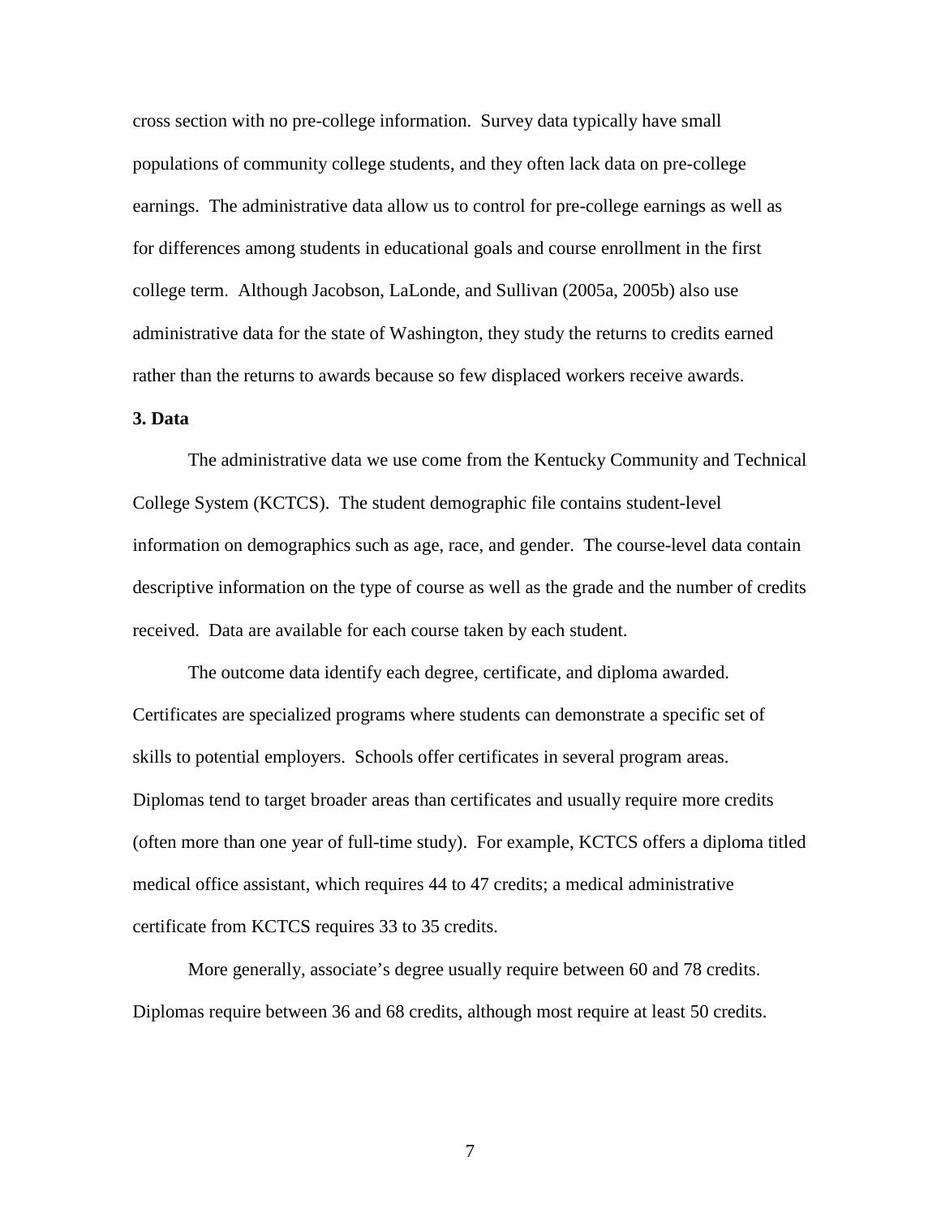cross section with no pre-college information. Survey data typically have small populations of community college students, and they often lack data on pre-college earnings. The administrative data allow us to control for pre-college earnings as well as for differences among students in educational goals and course enrollment in the first college term. Although Jacobson, LaLonde, and Sullivan (2005a, 2005b) also use administrative data for the state of Washington, they study the returns to credits earned rather than the returns to awards because so few displaced workers receive awards.

## 3. Data

The administrative data we use come from the Kentucky Community and Technical College System (KCTCS). The student demographic file contains student-level information on demographics such as age, race, and gender. The course-level data contain descriptive information on the type of course as well as the grade and the number of credits received. Data are available for each course taken by each student.

The outcome data identify each degree, certificate, and diploma awarded. Certificates are specialized programs where students can demonstrate a specific set of skills to potential employers. Schools offer certificates in several program areas. Diplomas tend to target broader areas than certificates and usually require more credits (often more than one year of full-time study). For example, KCTCS offers a diploma titled medical office assistant, which requires 44 to 47 credits; a medical administrative certificate from KCTCS requires 33 to 35 credits.

More generally, associate's degree usually require between 60 and 78 credits. Diplomas require between 36 and 68 credits, although most require at least 50 credits.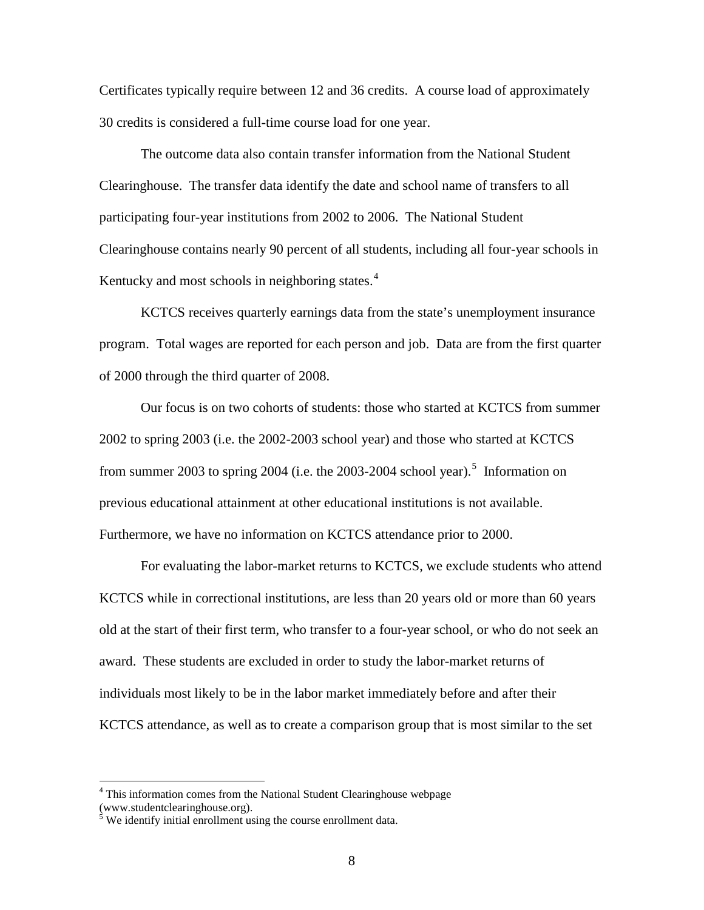Certificates typically require between 12 and 36 credits. A course load of approximately 30 credits is considered a full-time course load for one year.

The outcome data also contain transfer information from the National Student Clearinghouse. The transfer data identify the date and school name of transfers to all participating four-year institutions from 2002 to 2006. The National Student Clearinghouse contains nearly 90 percent of all students, including all four-year schools in Kentucky and most schools in neighboring states.[4]

KCTCS receives quarterly earnings data from the state's unemployment insurance program. Total wages are reported for each person and job. Data are from the first quarter of 2000 through the third quarter of 2008.

Our focus is on two cohorts of students: those who started at KCTCS from summer 2002 to spring 2003 (i.e. the 2002-2003 school year) and those who started at KCTCS from summer 2003 to spring 2004 (i.e. the 2003-2004 school year).[5] Information on previous educational attainment at other educational institutions is not available. Furthermore, we have no information on KCTCS attendance prior to 2000.

For evaluating the labor-market returns to KCTCS, we exclude students who attend KCTCS while in correctional institutions, are less than 20 years old or more than 60 years old at the start of their first term, who transfer to a four-year school, or who do not seek an award. These students are excluded in order to study the labor-market returns of individuals most likely to be in the labor market immediately before and after their KCTCS attendance, as well as to create a comparison group that is most similar to the set

[4] This information comes from the National Student Clearinghouse webpage (www.studentclearinghouse.org).

[5] We identify initial enrollment using the course enrollment data.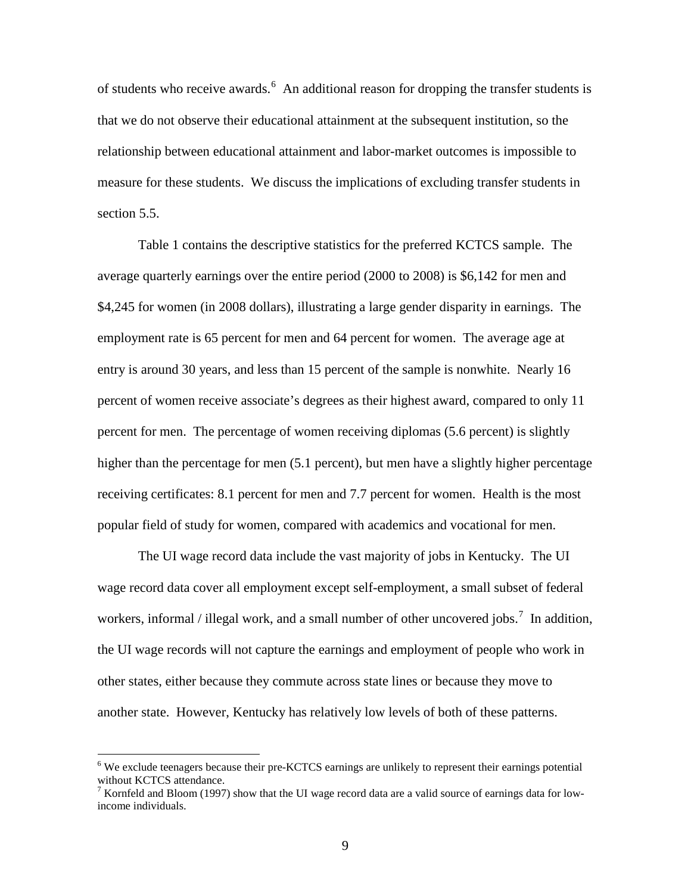of students who receive awards.[6] An additional reason for dropping the transfer students is that we do not observe their educational attainment at the subsequent institution, so the relationship between educational attainment and labor-market outcomes is impossible to measure for these students. We discuss the implications of excluding transfer students in section 5.5.

Table 1 contains the descriptive statistics for the preferred KCTCS sample. The average quarterly earnings over the entire period (2000 to 2008) is $6,142 for men and $4,245 for women (in 2008 dollars), illustrating a large gender disparity in earnings. The employment rate is 65 percent for men and 64 percent for women. The average age at entry is around 30 years, and less than 15 percent of the sample is nonwhite. Nearly 16 percent of women receive associate's degrees as their highest award, compared to only 11 percent for men. The percentage of women receiving diplomas (5.6 percent) is slightly higher than the percentage for men (5.1 percent), but men have a slightly higher percentage receiving certificates: 8.1 percent for men and 7.7 percent for women. Health is the most popular field of study for women, compared with academics and vocational for men.

The UI wage record data include the vast majority of jobs in Kentucky. The UI wage record data cover all employment except self-employment, a small subset of federal workers, informal / illegal work, and a small number of other uncovered jobs.[7] In addition, the UI wage records will not capture the earnings and employment of people who work in other states, either because they commute across state lines or because they move to another state. However, Kentucky has relatively low levels of both of these patterns.

[6] We exclude teenagers because their pre-KCTCS earnings are unlikely to represent their earnings potential without KCTCS attendance.

[7] Kornfeld and Bloom (1997) show that the UI wage record data are a valid source of earnings data for low-income individuals.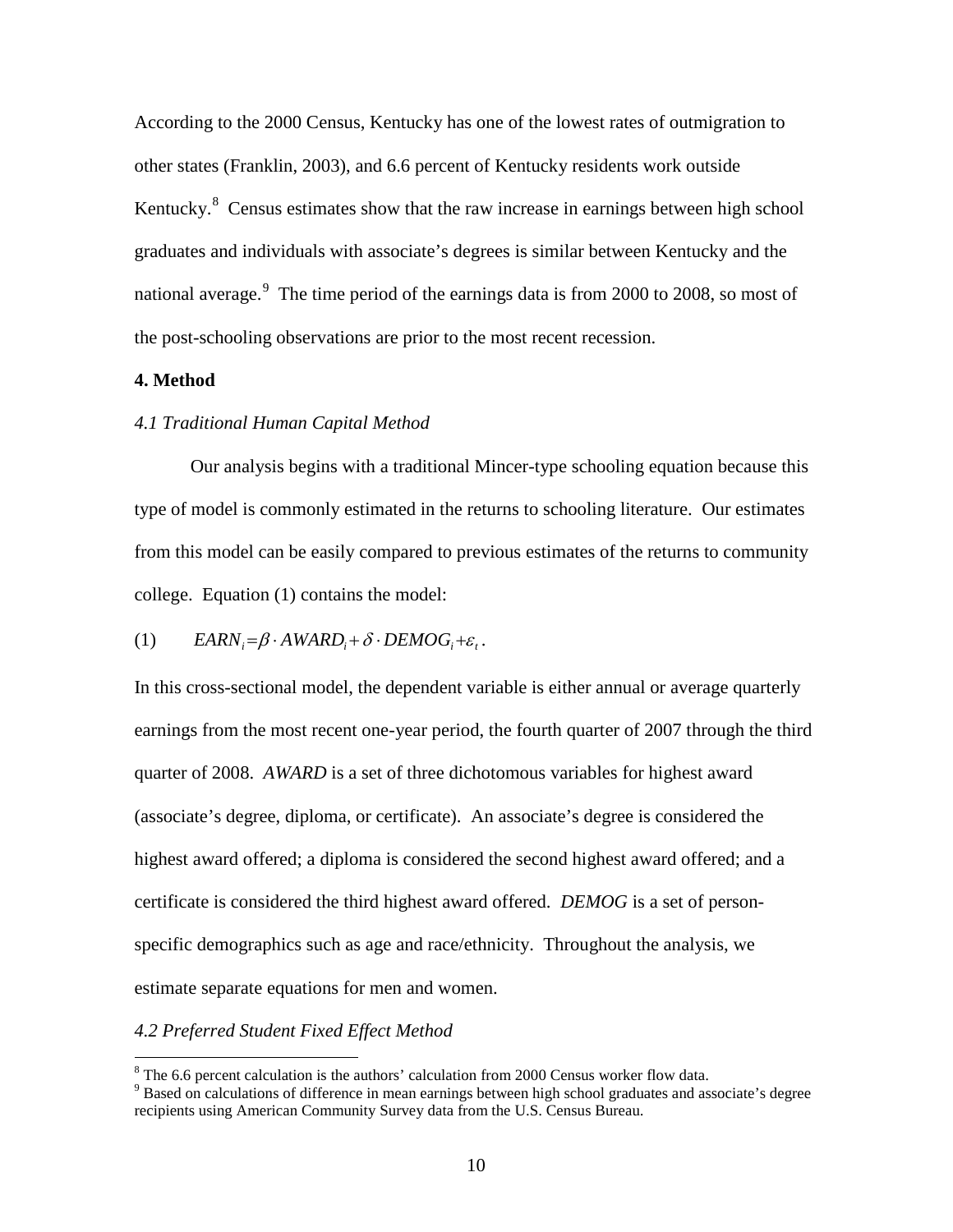According to the 2000 Census, Kentucky has one of the lowest rates of outmigration to other states (Franklin, 2003), and 6.6 percent of Kentucky residents work outside Kentucky.[8] Census estimates show that the raw increase in earnings between high school graduates and individuals with associate's degrees is similar between Kentucky and the national average.[9] The time period of the earnings data is from 2000 to 2008, so most of the post-schooling observations are prior to the most recent recession.

## 4. Method

### *4.1 Traditional Human Capital Method*

Our analysis begins with a traditional Mincer-type schooling equation because this type of model is commonly estimated in the returns to schooling literature. Our estimates from this model can be easily compared to previous estimates of the returns to community college. Equation (1) contains the model:

$$(1) \qquad EARN_i = \beta \cdot AWARD_i + \delta \cdot DEMOG_i + \varepsilon_t \, .$$

In this cross-sectional model, the dependent variable is either annual or average quarterly earnings from the most recent one-year period, the fourth quarter of 2007 through the third quarter of 2008. *AWARD* is a set of three dichotomous variables for highest award (associate's degree, diploma, or certificate). An associate's degree is considered the highest award offered; a diploma is considered the second highest award offered; and a certificate is considered the third highest award offered. *DEMOG* is a set of person-specific demographics such as age and race/ethnicity. Throughout the analysis, we estimate separate equations for men and women.

### *4.2 Preferred Student Fixed Effect Method*

[8] The 6.6 percent calculation is the authors' calculation from 2000 Census worker flow data.

[9] Based on calculations of difference in mean earnings between high school graduates and associate's degree recipients using American Community Survey data from the U.S. Census Bureau.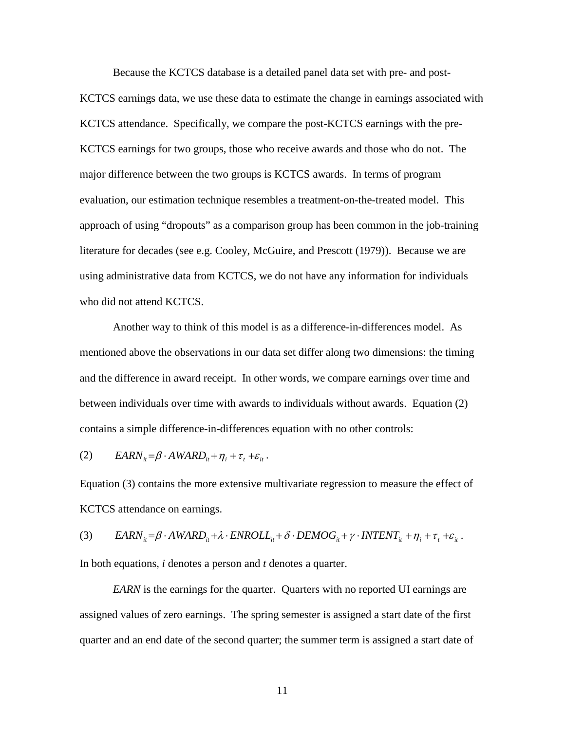Because the KCTCS database is a detailed panel data set with pre- and post-KCTCS earnings data, we use these data to estimate the change in earnings associated with KCTCS attendance. Specifically, we compare the post-KCTCS earnings with the pre-KCTCS earnings for two groups, those who receive awards and those who do not. The major difference between the two groups is KCTCS awards. In terms of program evaluation, our estimation technique resembles a treatment-on-the-treated model. This approach of using "dropouts" as a comparison group has been common in the job-training literature for decades (see e.g. Cooley, McGuire, and Prescott (1979)). Because we are using administrative data from KCTCS, we do not have any information for individuals who did not attend KCTCS.

Another way to think of this model is as a difference-in-differences model. As mentioned above the observations in our data set differ along two dimensions: the timing and the difference in award receipt. In other words, we compare earnings over time and between individuals over time with awards to individuals without awards. Equation (2) contains a simple difference-in-differences equation with no other controls:

$$(2) \qquad EARN_{it} = \beta \cdot AWARD_{it} + \eta_i + \tau_t + \varepsilon_{it}\,.$$

Equation (3) contains the more extensive multivariate regression to measure the effect of KCTCS attendance on earnings.

$$(3) \qquad EARN_{it} = \beta \cdot AWARD_{it} + \lambda \cdot ENROLL_{it} + \delta \cdot DEMOG_{it} + \gamma \cdot INTENT_{it} + \eta_i + \tau_t + \varepsilon_{it}\,.$$

In both equations, *i* denotes a person and *t* denotes a quarter.

*EARN* is the earnings for the quarter. Quarters with no reported UI earnings are assigned values of zero earnings. The spring semester is assigned a start date of the first quarter and an end date of the second quarter; the summer term is assigned a start date of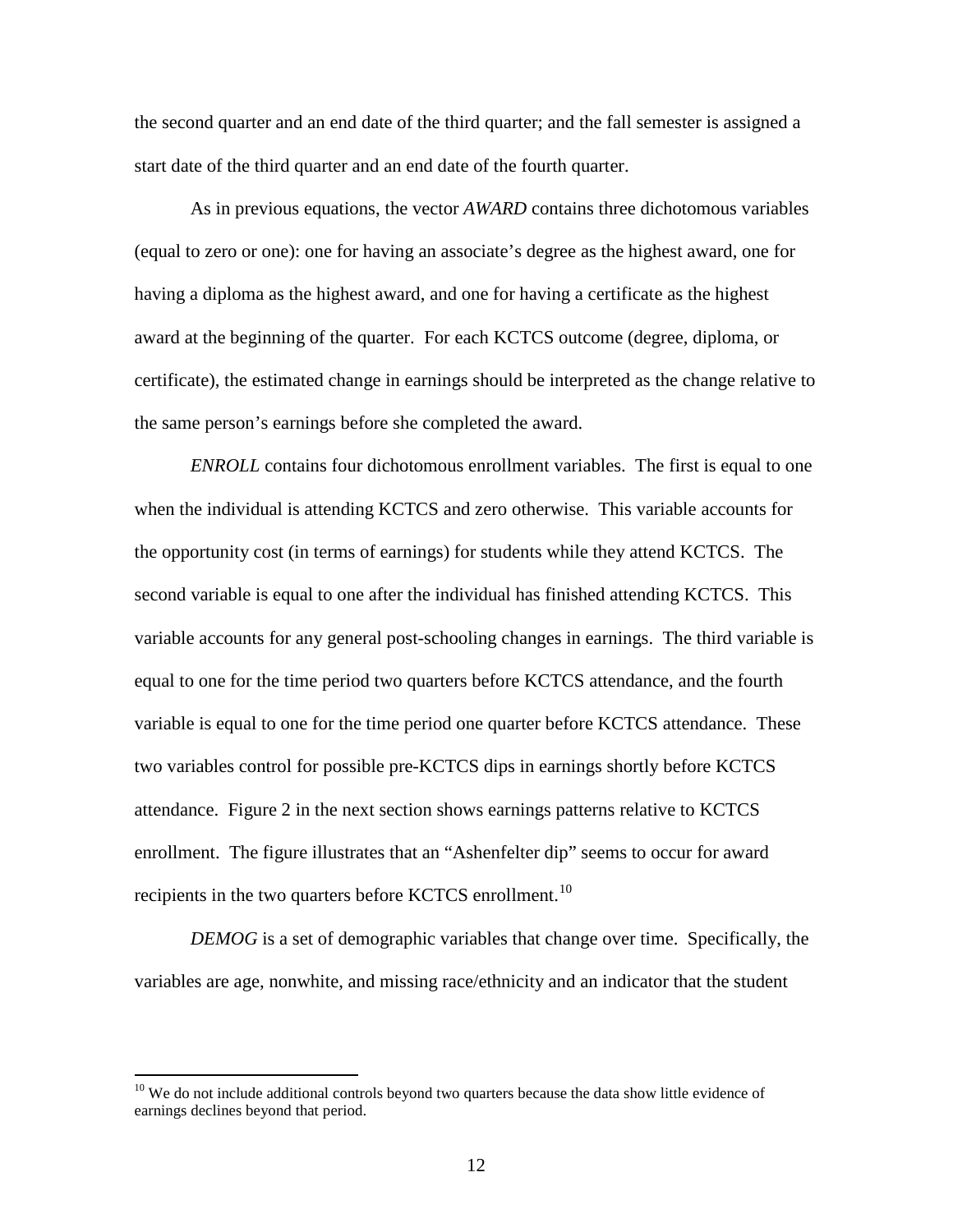the second quarter and an end date of the third quarter; and the fall semester is assigned a start date of the third quarter and an end date of the fourth quarter.

As in previous equations, the vector *AWARD* contains three dichotomous variables (equal to zero or one): one for having an associate's degree as the highest award, one for having a diploma as the highest award, and one for having a certificate as the highest award at the beginning of the quarter. For each KCTCS outcome (degree, diploma, or certificate), the estimated change in earnings should be interpreted as the change relative to the same person's earnings before she completed the award.

*ENROLL* contains four dichotomous enrollment variables. The first is equal to one when the individual is attending KCTCS and zero otherwise. This variable accounts for the opportunity cost (in terms of earnings) for students while they attend KCTCS. The second variable is equal to one after the individual has finished attending KCTCS. This variable accounts for any general post-schooling changes in earnings. The third variable is equal to one for the time period two quarters before KCTCS attendance, and the fourth variable is equal to one for the time period one quarter before KCTCS attendance. These two variables control for possible pre-KCTCS dips in earnings shortly before KCTCS attendance. Figure 2 in the next section shows earnings patterns relative to KCTCS enrollment. The figure illustrates that an "Ashenfelter dip" seems to occur for award recipients in the two quarters before KCTCS enrollment.[10]

*DEMOG* is a set of demographic variables that change over time. Specifically, the variables are age, nonwhite, and missing race/ethnicity and an indicator that the student

[10] We do not include additional controls beyond two quarters because the data show little evidence of earnings declines beyond that period.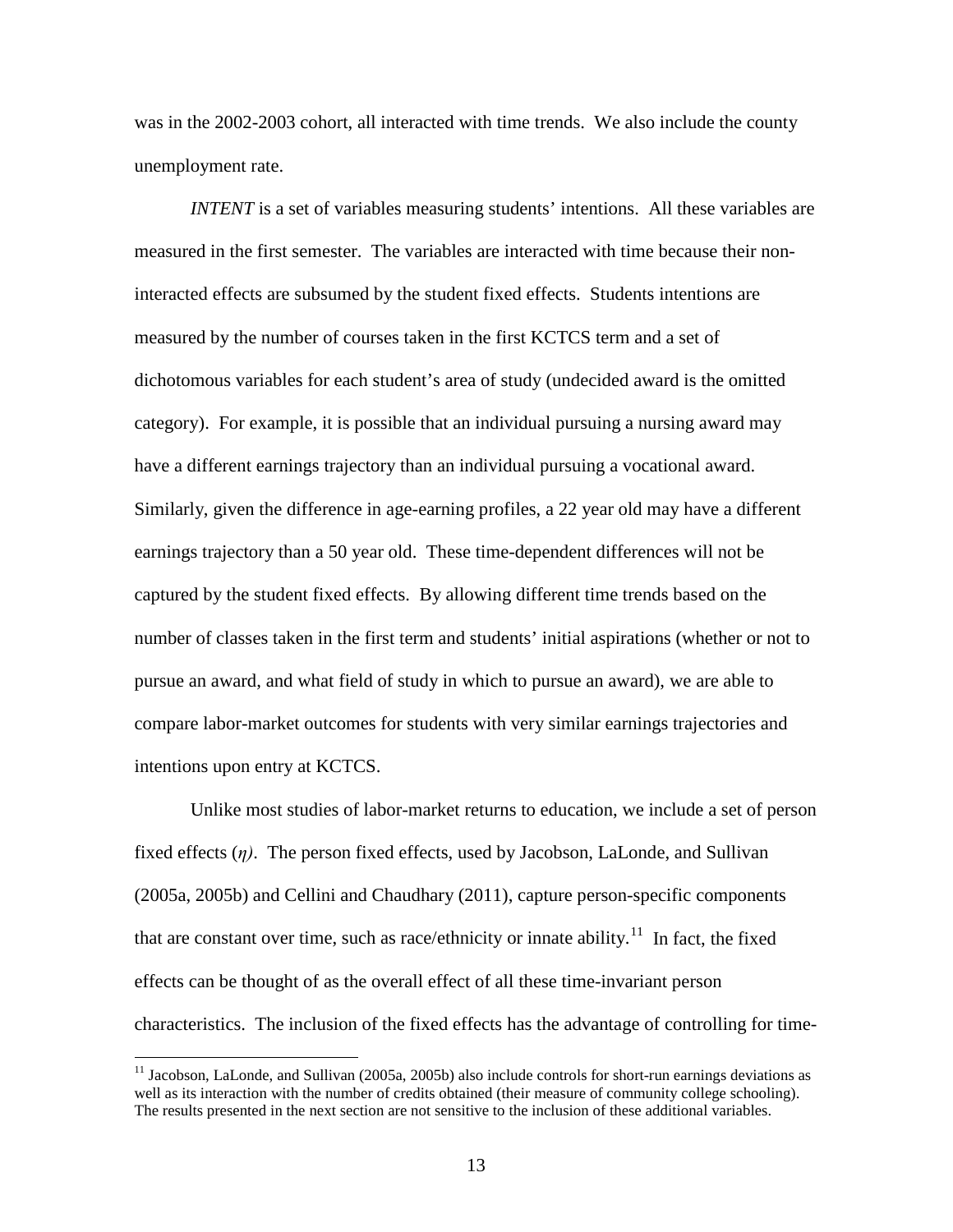was in the 2002-2003 cohort, all interacted with time trends. We also include the county unemployment rate.

*INTENT* is a set of variables measuring students' intentions. All these variables are measured in the first semester. The variables are interacted with time because their non-interacted effects are subsumed by the student fixed effects. Students intentions are measured by the number of courses taken in the first KCTCS term and a set of dichotomous variables for each student's area of study (undecided award is the omitted category). For example, it is possible that an individual pursuing a nursing award may have a different earnings trajectory than an individual pursuing a vocational award. Similarly, given the difference in age-earning profiles, a 22 year old may have a different earnings trajectory than a 50 year old. These time-dependent differences will not be captured by the student fixed effects. By allowing different time trends based on the number of classes taken in the first term and students' initial aspirations (whether or not to pursue an award, and what field of study in which to pursue an award), we are able to compare labor-market outcomes for students with very similar earnings trajectories and intentions upon entry at KCTCS.

Unlike most studies of labor-market returns to education, we include a set of person fixed effects (*η*). The person fixed effects, used by Jacobson, LaLonde, and Sullivan (2005a, 2005b) and Cellini and Chaudhary (2011), capture person-specific components that are constant over time, such as race/ethnicity or innate ability.[11] In fact, the fixed effects can be thought of as the overall effect of all these time-invariant person characteristics. The inclusion of the fixed effects has the advantage of controlling for time-

[11] Jacobson, LaLonde, and Sullivan (2005a, 2005b) also include controls for short-run earnings deviations as well as its interaction with the number of credits obtained (their measure of community college schooling). The results presented in the next section are not sensitive to the inclusion of these additional variables.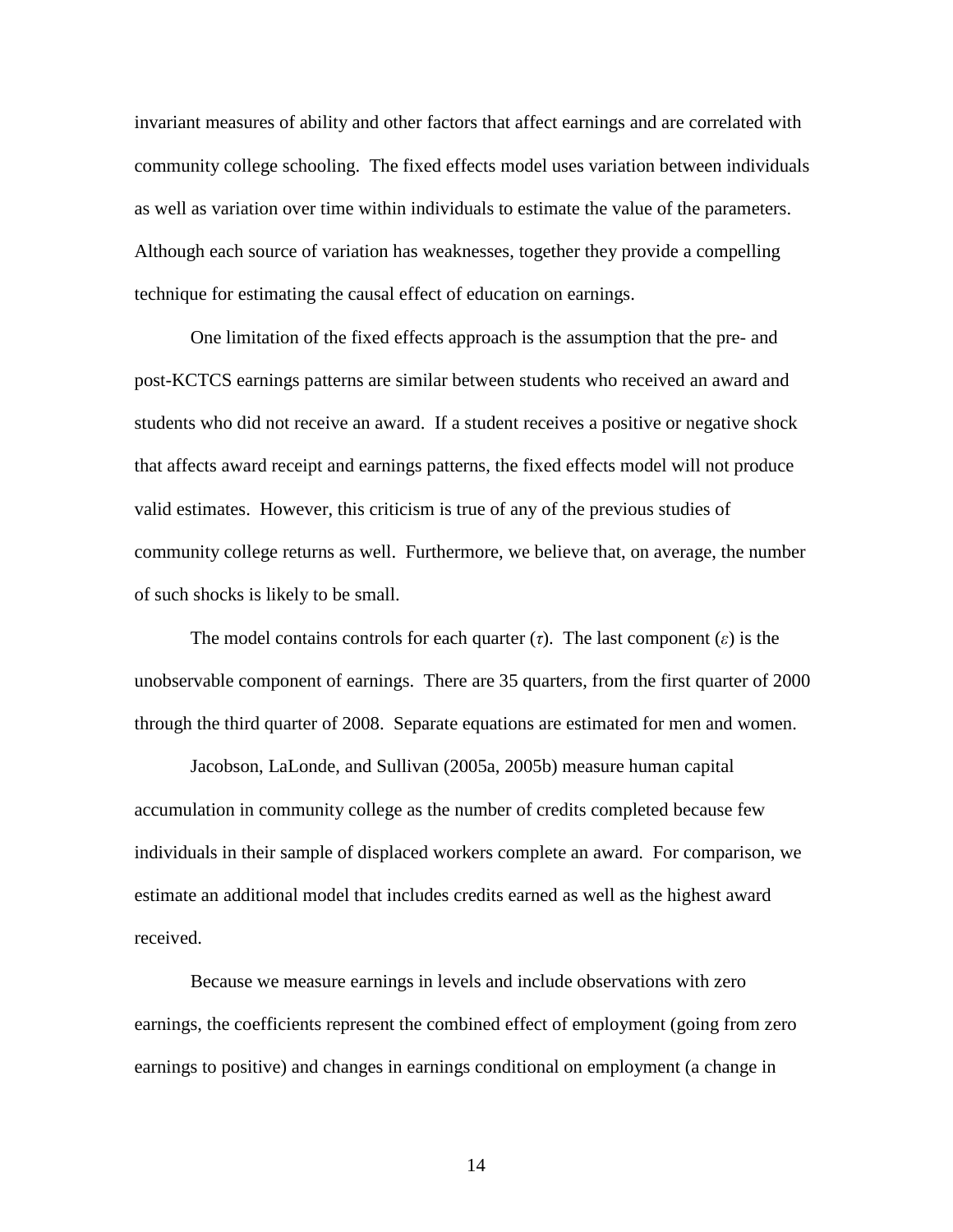invariant measures of ability and other factors that affect earnings and are correlated with community college schooling. The fixed effects model uses variation between individuals as well as variation over time within individuals to estimate the value of the parameters. Although each source of variation has weaknesses, together they provide a compelling technique for estimating the causal effect of education on earnings.

One limitation of the fixed effects approach is the assumption that the pre- and post-KCTCS earnings patterns are similar between students who received an award and students who did not receive an award. If a student receives a positive or negative shock that affects award receipt and earnings patterns, the fixed effects model will not produce valid estimates. However, this criticism is true of any of the previous studies of community college returns as well. Furthermore, we believe that, on average, the number of such shocks is likely to be small.

The model contains controls for each quarter ($\tau$). The last component ($\varepsilon$) is the unobservable component of earnings. There are 35 quarters, from the first quarter of 2000 through the third quarter of 2008. Separate equations are estimated for men and women.

Jacobson, LaLonde, and Sullivan (2005a, 2005b) measure human capital accumulation in community college as the number of credits completed because few individuals in their sample of displaced workers complete an award. For comparison, we estimate an additional model that includes credits earned as well as the highest award received.

Because we measure earnings in levels and include observations with zero earnings, the coefficients represent the combined effect of employment (going from zero earnings to positive) and changes in earnings conditional on employment (a change in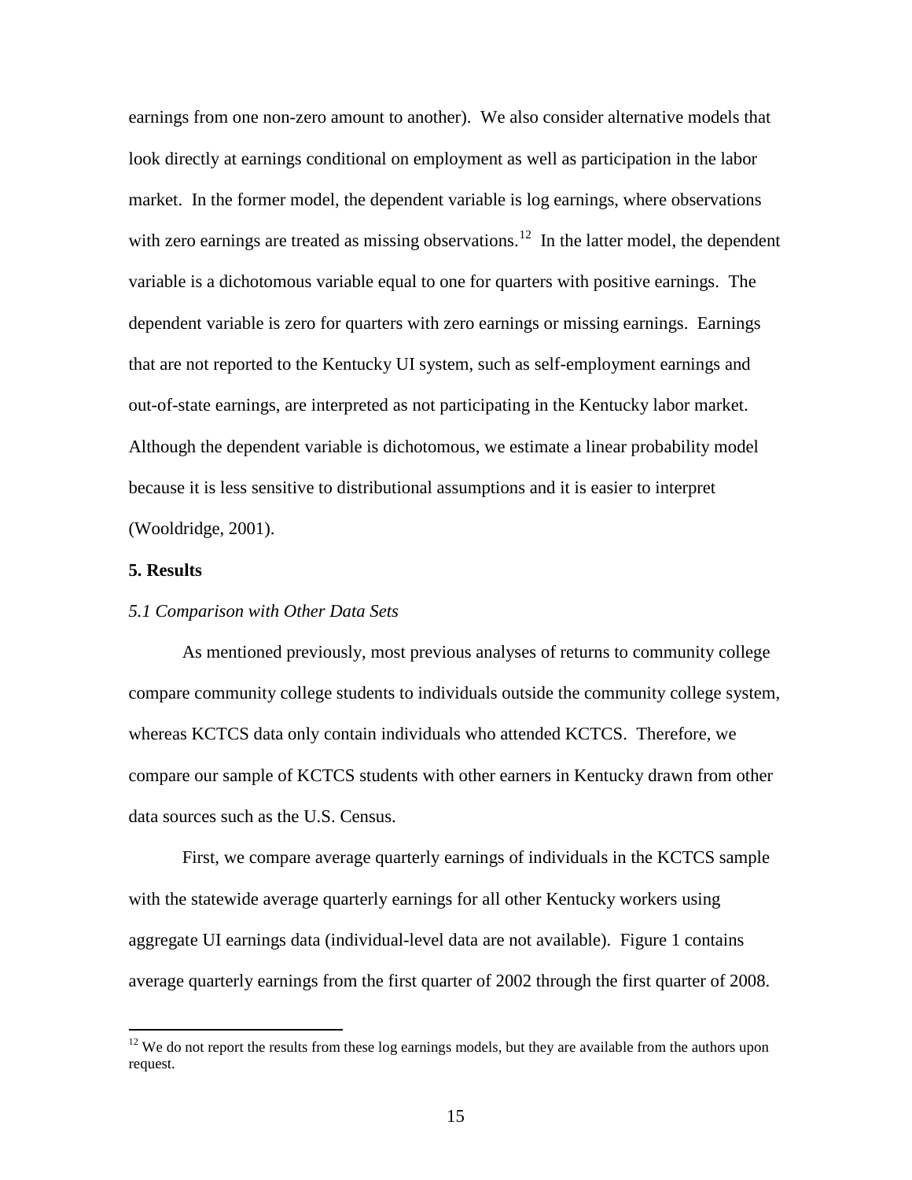earnings from one non-zero amount to another). We also consider alternative models that look directly at earnings conditional on employment as well as participation in the labor market. In the former model, the dependent variable is log earnings, where observations with zero earnings are treated as missing observations.[12] In the latter model, the dependent variable is a dichotomous variable equal to one for quarters with positive earnings. The dependent variable is zero for quarters with zero earnings or missing earnings. Earnings that are not reported to the Kentucky UI system, such as self-employment earnings and out-of-state earnings, are interpreted as not participating in the Kentucky labor market. Although the dependent variable is dichotomous, we estimate a linear probability model because it is less sensitive to distributional assumptions and it is easier to interpret (Wooldridge, 2001).

## 5. Results

### *5.1 Comparison with Other Data Sets*

As mentioned previously, most previous analyses of returns to community college compare community college students to individuals outside the community college system, whereas KCTCS data only contain individuals who attended KCTCS. Therefore, we compare our sample of KCTCS students with other earners in Kentucky drawn from other data sources such as the U.S. Census.

First, we compare average quarterly earnings of individuals in the KCTCS sample with the statewide average quarterly earnings for all other Kentucky workers using aggregate UI earnings data (individual-level data are not available). Figure 1 contains average quarterly earnings from the first quarter of 2002 through the first quarter of 2008.

---

[12] We do not report the results from these log earnings models, but they are available from the authors upon request.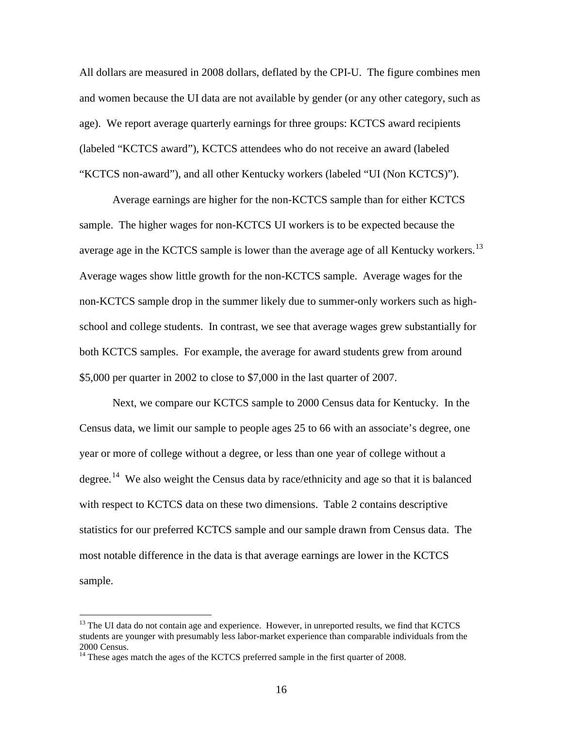All dollars are measured in 2008 dollars, deflated by the CPI-U. The figure combines men and women because the UI data are not available by gender (or any other category, such as age). We report average quarterly earnings for three groups: KCTCS award recipients (labeled "KCTCS award"), KCTCS attendees who do not receive an award (labeled "KCTCS non-award"), and all other Kentucky workers (labeled "UI (Non KCTCS)").

Average earnings are higher for the non-KCTCS sample than for either KCTCS sample. The higher wages for non-KCTCS UI workers is to be expected because the average age in the KCTCS sample is lower than the average age of all Kentucky workers.[13] Average wages show little growth for the non-KCTCS sample. Average wages for the non-KCTCS sample drop in the summer likely due to summer-only workers such as high-school and college students. In contrast, we see that average wages grew substantially for both KCTCS samples. For example, the average for award students grew from around $5,000 per quarter in 2002 to close to $7,000 in the last quarter of 2007.

Next, we compare our KCTCS sample to 2000 Census data for Kentucky. In the Census data, we limit our sample to people ages 25 to 66 with an associate's degree, one year or more of college without a degree, or less than one year of college without a degree.[14] We also weight the Census data by race/ethnicity and age so that it is balanced with respect to KCTCS data on these two dimensions. Table 2 contains descriptive statistics for our preferred KCTCS sample and our sample drawn from Census data. The most notable difference in the data is that average earnings are lower in the KCTCS sample.

[13] The UI data do not contain age and experience. However, in unreported results, we find that KCTCS students are younger with presumably less labor-market experience than comparable individuals from the 2000 Census.

[14] These ages match the ages of the KCTCS preferred sample in the first quarter of 2008.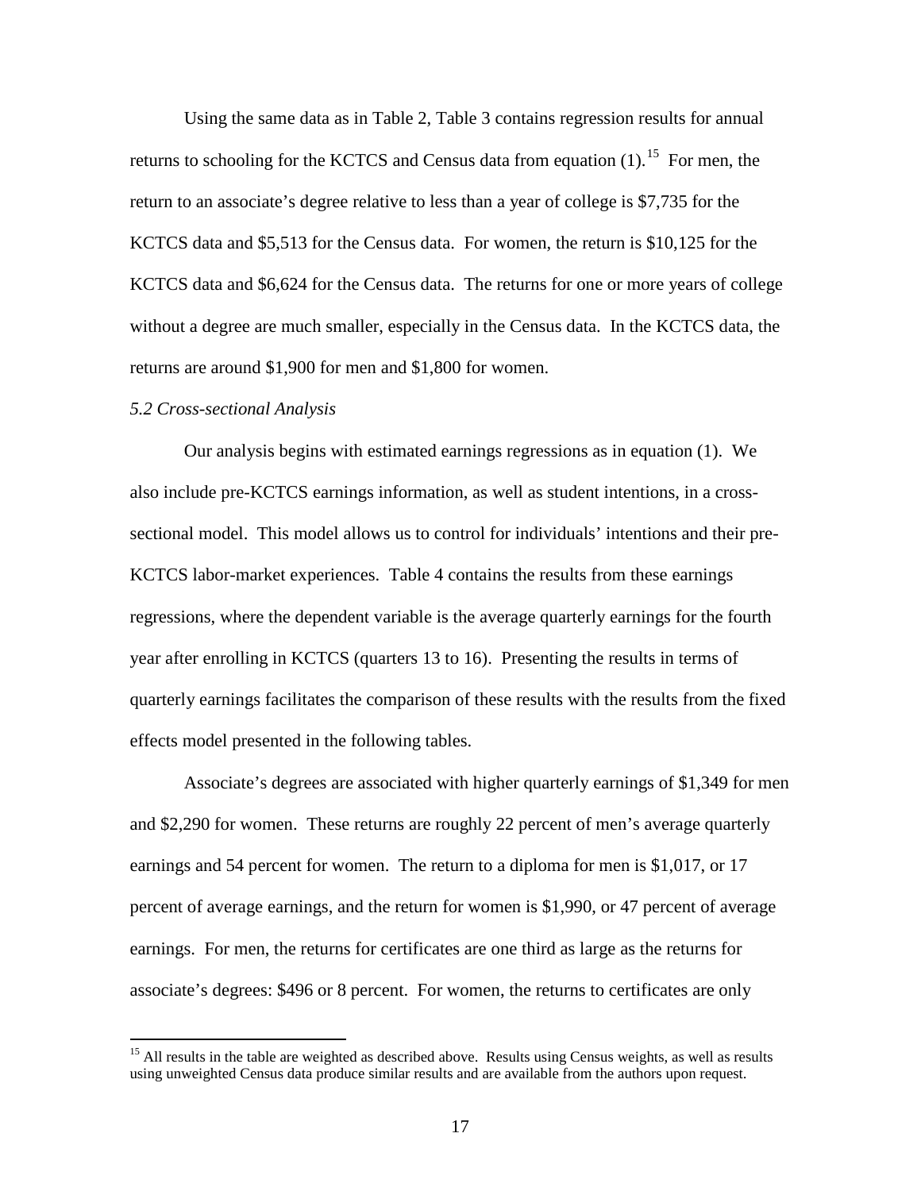Using the same data as in Table 2, Table 3 contains regression results for annual returns to schooling for the KCTCS and Census data from equation (1).[15] For men, the return to an associate's degree relative to less than a year of college is $7,735 for the KCTCS data and $5,513 for the Census data. For women, the return is $10,125 for the KCTCS data and $6,624 for the Census data. The returns for one or more years of college without a degree are much smaller, especially in the Census data. In the KCTCS data, the returns are around $1,900 for men and $1,800 for women.

*5.2 Cross-sectional Analysis*

Our analysis begins with estimated earnings regressions as in equation (1). We also include pre-KCTCS earnings information, as well as student intentions, in a cross-sectional model. This model allows us to control for individuals' intentions and their pre-KCTCS labor-market experiences. Table 4 contains the results from these earnings regressions, where the dependent variable is the average quarterly earnings for the fourth year after enrolling in KCTCS (quarters 13 to 16). Presenting the results in terms of quarterly earnings facilitates the comparison of these results with the results from the fixed effects model presented in the following tables.

Associate's degrees are associated with higher quarterly earnings of $1,349 for men and $2,290 for women. These returns are roughly 22 percent of men's average quarterly earnings and 54 percent for women. The return to a diploma for men is $1,017, or 17 percent of average earnings, and the return for women is $1,990, or 47 percent of average earnings. For men, the returns for certificates are one third as large as the returns for associate's degrees: $496 or 8 percent. For women, the returns to certificates are only

[15] All results in the table are weighted as described above. Results using Census weights, as well as results using unweighted Census data produce similar results and are available from the authors upon request.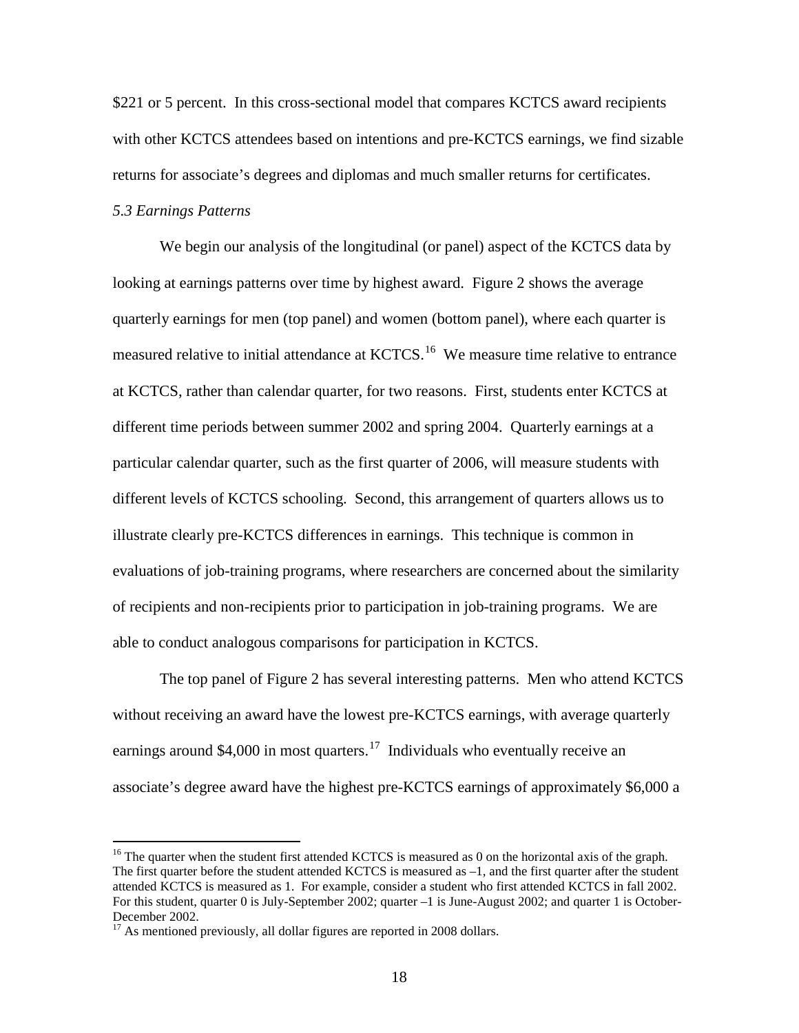\$221 or 5 percent. In this cross-sectional model that compares KCTCS award recipients with other KCTCS attendees based on intentions and pre-KCTCS earnings, we find sizable returns for associate's degrees and diplomas and much smaller returns for certificates.

*5.3 Earnings Patterns*

We begin our analysis of the longitudinal (or panel) aspect of the KCTCS data by looking at earnings patterns over time by highest award. Figure 2 shows the average quarterly earnings for men (top panel) and women (bottom panel), where each quarter is measured relative to initial attendance at KCTCS.[16] We measure time relative to entrance at KCTCS, rather than calendar quarter, for two reasons. First, students enter KCTCS at different time periods between summer 2002 and spring 2004. Quarterly earnings at a particular calendar quarter, such as the first quarter of 2006, will measure students with different levels of KCTCS schooling. Second, this arrangement of quarters allows us to illustrate clearly pre-KCTCS differences in earnings. This technique is common in evaluations of job-training programs, where researchers are concerned about the similarity of recipients and non-recipients prior to participation in job-training programs. We are able to conduct analogous comparisons for participation in KCTCS.

The top panel of Figure 2 has several interesting patterns. Men who attend KCTCS without receiving an award have the lowest pre-KCTCS earnings, with average quarterly earnings around \$4,000 in most quarters.[17] Individuals who eventually receive an associate's degree award have the highest pre-KCTCS earnings of approximately \$6,000 a

---

[16] The quarter when the student first attended KCTCS is measured as 0 on the horizontal axis of the graph. The first quarter before the student attended KCTCS is measured as –1, and the first quarter after the student attended KCTCS is measured as 1. For example, consider a student who first attended KCTCS in fall 2002. For this student, quarter 0 is July-September 2002; quarter –1 is June-August 2002; and quarter 1 is October-December 2002.

[17] As mentioned previously, all dollar figures are reported in 2008 dollars.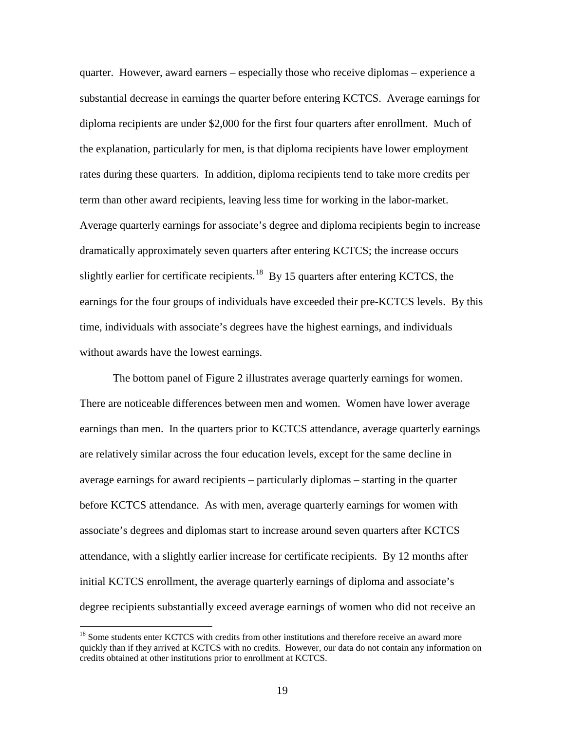quarter. However, award earners – especially those who receive diplomas – experience a substantial decrease in earnings the quarter before entering KCTCS. Average earnings for diploma recipients are under $2,000 for the first four quarters after enrollment. Much of the explanation, particularly for men, is that diploma recipients have lower employment rates during these quarters. In addition, diploma recipients tend to take more credits per term than other award recipients, leaving less time for working in the labor-market. Average quarterly earnings for associate's degree and diploma recipients begin to increase dramatically approximately seven quarters after entering KCTCS; the increase occurs slightly earlier for certificate recipients.[18] By 15 quarters after entering KCTCS, the earnings for the four groups of individuals have exceeded their pre-KCTCS levels. By this time, individuals with associate's degrees have the highest earnings, and individuals without awards have the lowest earnings.

The bottom panel of Figure 2 illustrates average quarterly earnings for women. There are noticeable differences between men and women. Women have lower average earnings than men. In the quarters prior to KCTCS attendance, average quarterly earnings are relatively similar across the four education levels, except for the same decline in average earnings for award recipients – particularly diplomas – starting in the quarter before KCTCS attendance. As with men, average quarterly earnings for women with associate's degrees and diplomas start to increase around seven quarters after KCTCS attendance, with a slightly earlier increase for certificate recipients. By 12 months after initial KCTCS enrollment, the average quarterly earnings of diploma and associate's degree recipients substantially exceed average earnings of women who did not receive an

[18] Some students enter KCTCS with credits from other institutions and therefore receive an award more quickly than if they arrived at KCTCS with no credits. However, our data do not contain any information on credits obtained at other institutions prior to enrollment at KCTCS.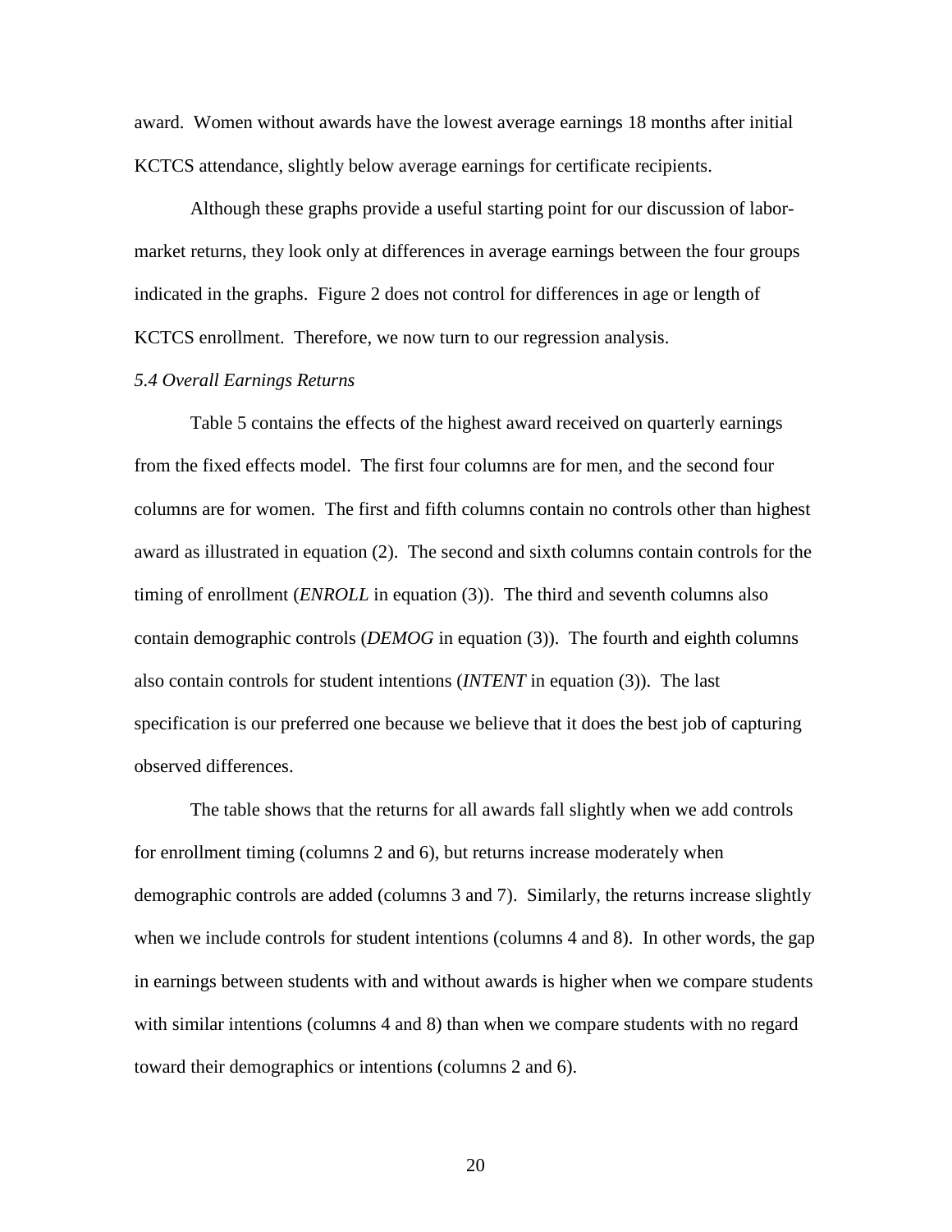award. Women without awards have the lowest average earnings 18 months after initial KCTCS attendance, slightly below average earnings for certificate recipients.

Although these graphs provide a useful starting point for our discussion of labor-market returns, they look only at differences in average earnings between the four groups indicated in the graphs. Figure 2 does not control for differences in age or length of KCTCS enrollment. Therefore, we now turn to our regression analysis.

### *5.4 Overall Earnings Returns*

Table 5 contains the effects of the highest award received on quarterly earnings from the fixed effects model. The first four columns are for men, and the second four columns are for women. The first and fifth columns contain no controls other than highest award as illustrated in equation (2). The second and sixth columns contain controls for the timing of enrollment (*ENROLL* in equation (3)). The third and seventh columns also contain demographic controls (*DEMOG* in equation (3)). The fourth and eighth columns also contain controls for student intentions (*INTENT* in equation (3)). The last specification is our preferred one because we believe that it does the best job of capturing observed differences.

The table shows that the returns for all awards fall slightly when we add controls for enrollment timing (columns 2 and 6), but returns increase moderately when demographic controls are added (columns 3 and 7). Similarly, the returns increase slightly when we include controls for student intentions (columns 4 and 8). In other words, the gap in earnings between students with and without awards is higher when we compare students with similar intentions (columns 4 and 8) than when we compare students with no regard toward their demographics or intentions (columns 2 and 6).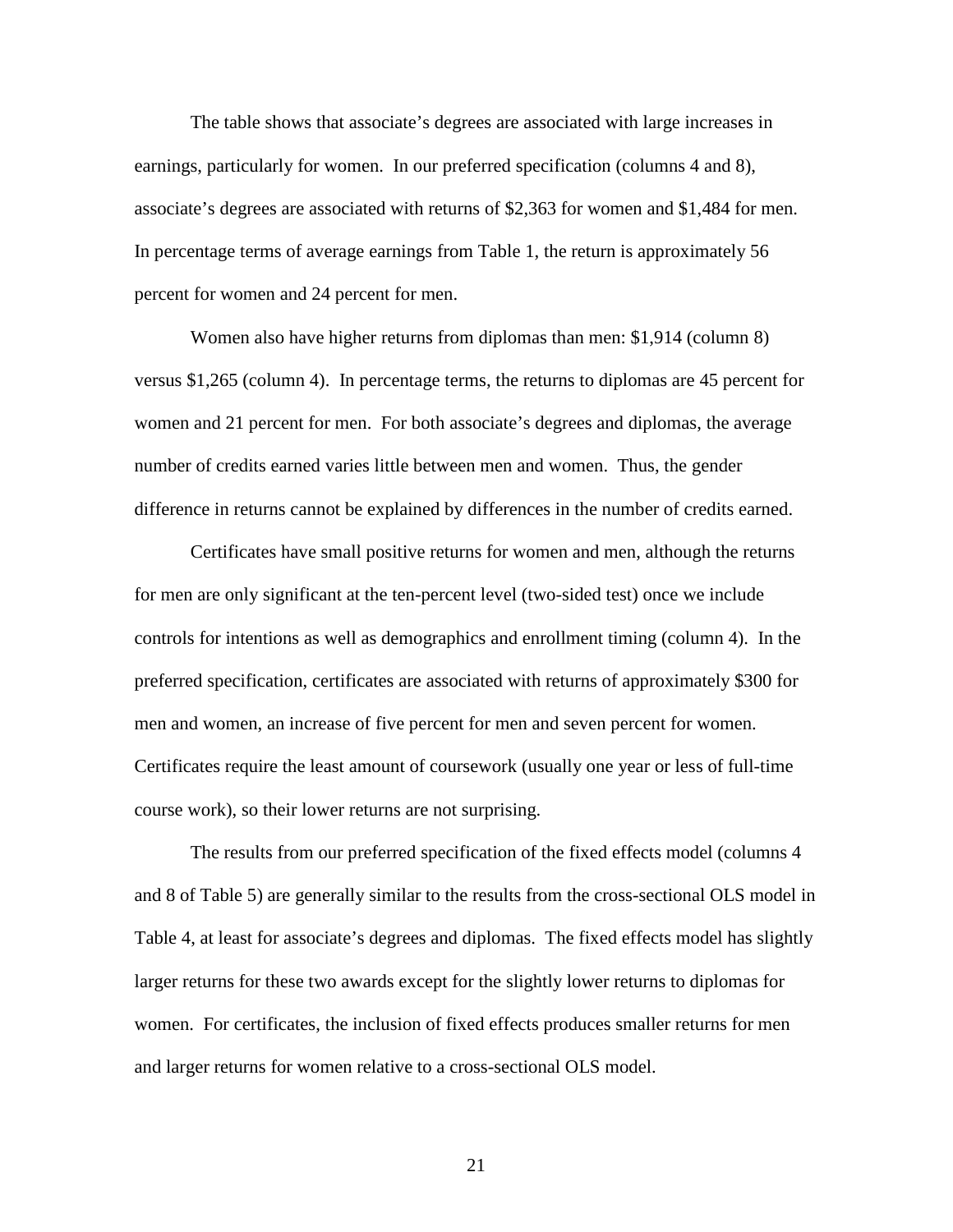The table shows that associate's degrees are associated with large increases in earnings, particularly for women. In our preferred specification (columns 4 and 8), associate's degrees are associated with returns of $2,363 for women and $1,484 for men. In percentage terms of average earnings from Table 1, the return is approximately 56 percent for women and 24 percent for men.

Women also have higher returns from diplomas than men: $1,914 (column 8) versus $1,265 (column 4). In percentage terms, the returns to diplomas are 45 percent for women and 21 percent for men. For both associate's degrees and diplomas, the average number of credits earned varies little between men and women. Thus, the gender difference in returns cannot be explained by differences in the number of credits earned.

Certificates have small positive returns for women and men, although the returns for men are only significant at the ten-percent level (two-sided test) once we include controls for intentions as well as demographics and enrollment timing (column 4). In the preferred specification, certificates are associated with returns of approximately $300 for men and women, an increase of five percent for men and seven percent for women. Certificates require the least amount of coursework (usually one year or less of full-time course work), so their lower returns are not surprising.

The results from our preferred specification of the fixed effects model (columns 4 and 8 of Table 5) are generally similar to the results from the cross-sectional OLS model in Table 4, at least for associate's degrees and diplomas. The fixed effects model has slightly larger returns for these two awards except for the slightly lower returns to diplomas for women. For certificates, the inclusion of fixed effects produces smaller returns for men and larger returns for women relative to a cross-sectional OLS model.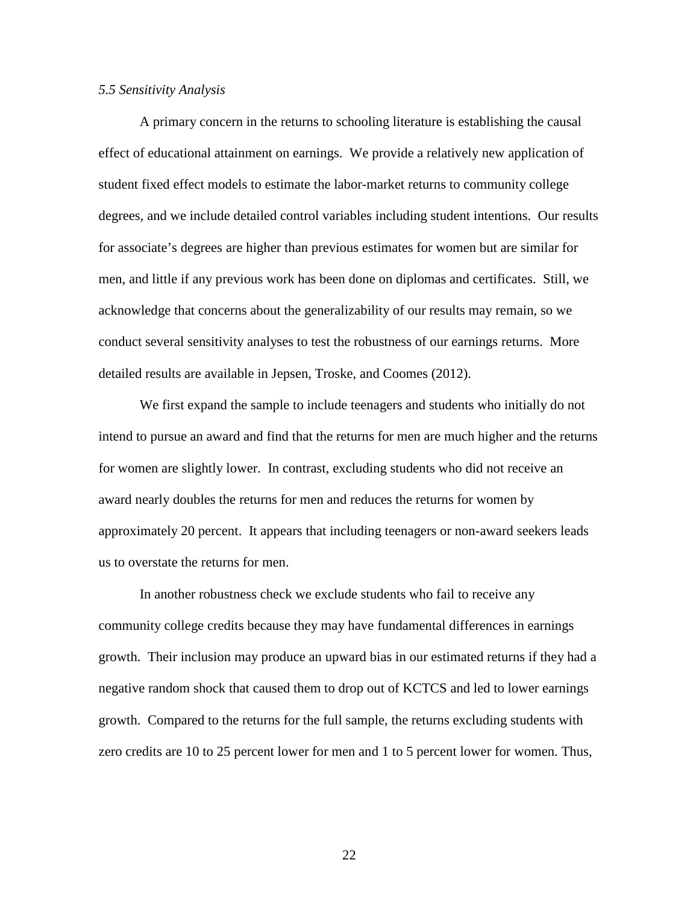### *5.5 Sensitivity Analysis*

A primary concern in the returns to schooling literature is establishing the causal effect of educational attainment on earnings. We provide a relatively new application of student fixed effect models to estimate the labor-market returns to community college degrees, and we include detailed control variables including student intentions. Our results for associate's degrees are higher than previous estimates for women but are similar for men, and little if any previous work has been done on diplomas and certificates. Still, we acknowledge that concerns about the generalizability of our results may remain, so we conduct several sensitivity analyses to test the robustness of our earnings returns. More detailed results are available in Jepsen, Troske, and Coomes (2012).

We first expand the sample to include teenagers and students who initially do not intend to pursue an award and find that the returns for men are much higher and the returns for women are slightly lower. In contrast, excluding students who did not receive an award nearly doubles the returns for men and reduces the returns for women by approximately 20 percent. It appears that including teenagers or non-award seekers leads us to overstate the returns for men.

In another robustness check we exclude students who fail to receive any community college credits because they may have fundamental differences in earnings growth. Their inclusion may produce an upward bias in our estimated returns if they had a negative random shock that caused them to drop out of KCTCS and led to lower earnings growth. Compared to the returns for the full sample, the returns excluding students with zero credits are 10 to 25 percent lower for men and 1 to 5 percent lower for women. Thus,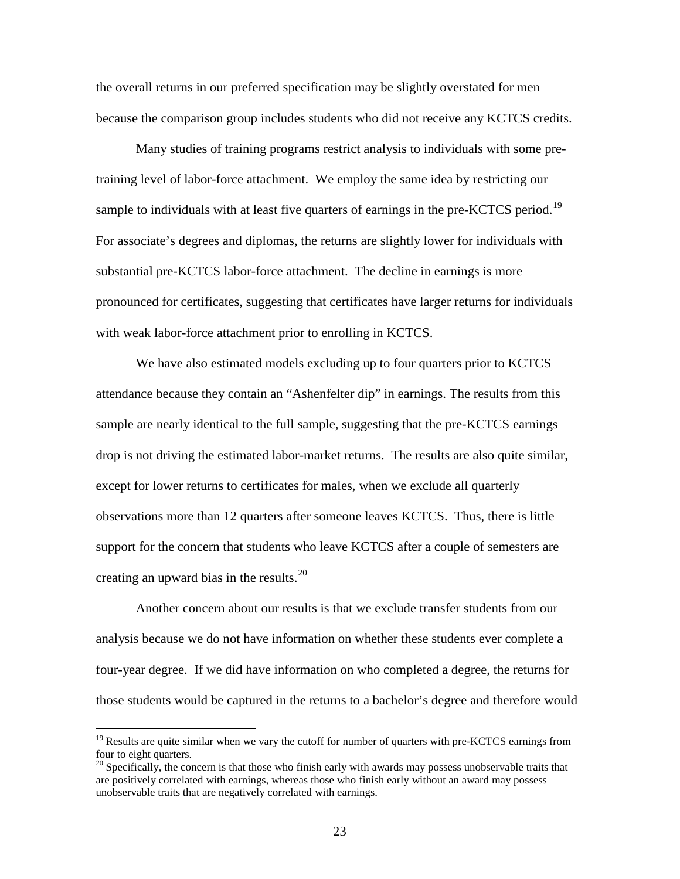the overall returns in our preferred specification may be slightly overstated for men because the comparison group includes students who did not receive any KCTCS credits.

Many studies of training programs restrict analysis to individuals with some pre-training level of labor-force attachment. We employ the same idea by restricting our sample to individuals with at least five quarters of earnings in the pre-KCTCS period.[19] For associate's degrees and diplomas, the returns are slightly lower for individuals with substantial pre-KCTCS labor-force attachment. The decline in earnings is more pronounced for certificates, suggesting that certificates have larger returns for individuals with weak labor-force attachment prior to enrolling in KCTCS.

We have also estimated models excluding up to four quarters prior to KCTCS attendance because they contain an "Ashenfelter dip" in earnings. The results from this sample are nearly identical to the full sample, suggesting that the pre-KCTCS earnings drop is not driving the estimated labor-market returns. The results are also quite similar, except for lower returns to certificates for males, when we exclude all quarterly observations more than 12 quarters after someone leaves KCTCS. Thus, there is little support for the concern that students who leave KCTCS after a couple of semesters are creating an upward bias in the results.[20]

Another concern about our results is that we exclude transfer students from our analysis because we do not have information on whether these students ever complete a four-year degree. If we did have information on who completed a degree, the returns for those students would be captured in the returns to a bachelor's degree and therefore would

---

[19] Results are quite similar when we vary the cutoff for number of quarters with pre-KCTCS earnings from four to eight quarters.

[20] Specifically, the concern is that those who finish early with awards may possess unobservable traits that are positively correlated with earnings, whereas those who finish early without an award may possess unobservable traits that are negatively correlated with earnings.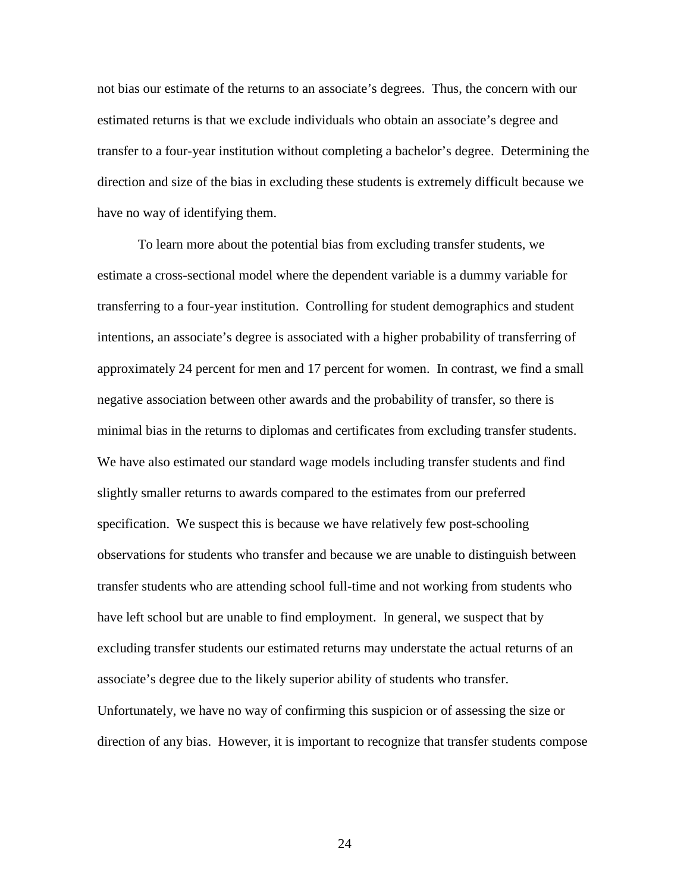not bias our estimate of the returns to an associate's degrees. Thus, the concern with our estimated returns is that we exclude individuals who obtain an associate's degree and transfer to a four-year institution without completing a bachelor's degree. Determining the direction and size of the bias in excluding these students is extremely difficult because we have no way of identifying them.

To learn more about the potential bias from excluding transfer students, we estimate a cross-sectional model where the dependent variable is a dummy variable for transferring to a four-year institution. Controlling for student demographics and student intentions, an associate's degree is associated with a higher probability of transferring of approximately 24 percent for men and 17 percent for women. In contrast, we find a small negative association between other awards and the probability of transfer, so there is minimal bias in the returns to diplomas and certificates from excluding transfer students. We have also estimated our standard wage models including transfer students and find slightly smaller returns to awards compared to the estimates from our preferred specification. We suspect this is because we have relatively few post-schooling observations for students who transfer and because we are unable to distinguish between transfer students who are attending school full-time and not working from students who have left school but are unable to find employment. In general, we suspect that by excluding transfer students our estimated returns may understate the actual returns of an associate's degree due to the likely superior ability of students who transfer. Unfortunately, we have no way of confirming this suspicion or of assessing the size or direction of any bias. However, it is important to recognize that transfer students compose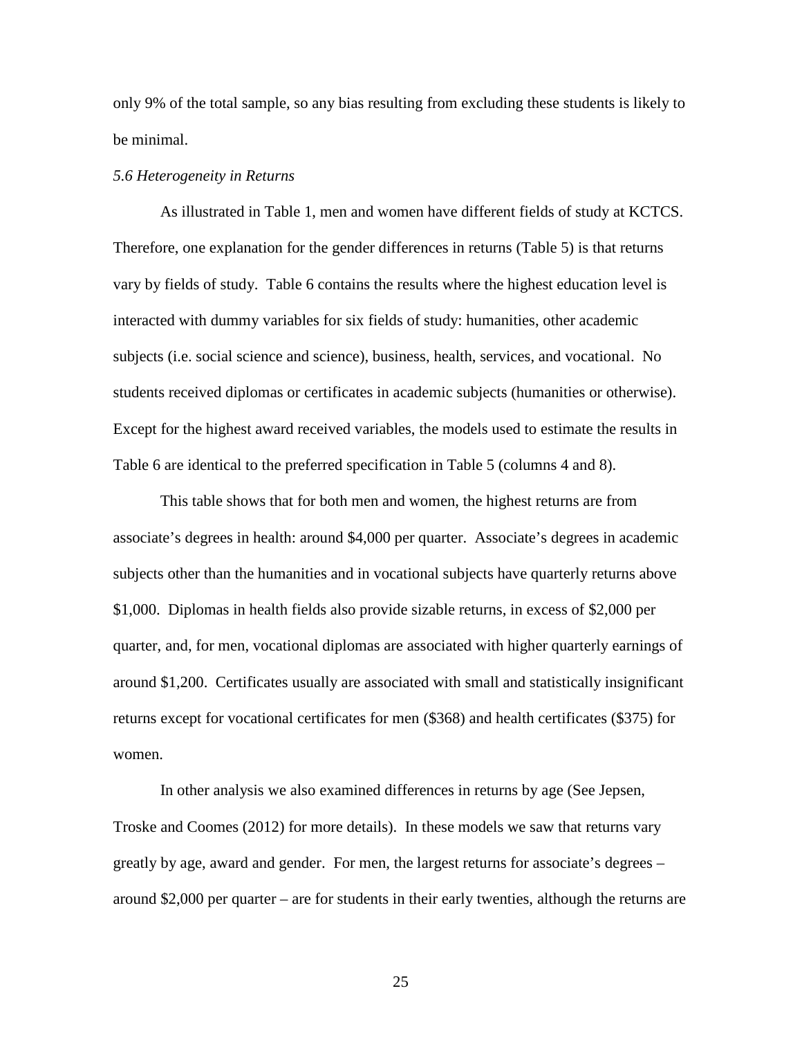only 9% of the total sample, so any bias resulting from excluding these students is likely to be minimal.

*5.6 Heterogeneity in Returns*

As illustrated in Table 1, men and women have different fields of study at KCTCS. Therefore, one explanation for the gender differences in returns (Table 5) is that returns vary by fields of study. Table 6 contains the results where the highest education level is interacted with dummy variables for six fields of study: humanities, other academic subjects (i.e. social science and science), business, health, services, and vocational. No students received diplomas or certificates in academic subjects (humanities or otherwise). Except for the highest award received variables, the models used to estimate the results in Table 6 are identical to the preferred specification in Table 5 (columns 4 and 8).

This table shows that for both men and women, the highest returns are from associate's degrees in health: around $4,000 per quarter. Associate's degrees in academic subjects other than the humanities and in vocational subjects have quarterly returns above $1,000. Diplomas in health fields also provide sizable returns, in excess of $2,000 per quarter, and, for men, vocational diplomas are associated with higher quarterly earnings of around $1,200. Certificates usually are associated with small and statistically insignificant returns except for vocational certificates for men ($368) and health certificates ($375) for women.

In other analysis we also examined differences in returns by age (See Jepsen, Troske and Coomes (2012) for more details). In these models we saw that returns vary greatly by age, award and gender. For men, the largest returns for associate's degrees – around $2,000 per quarter – are for students in their early twenties, although the returns are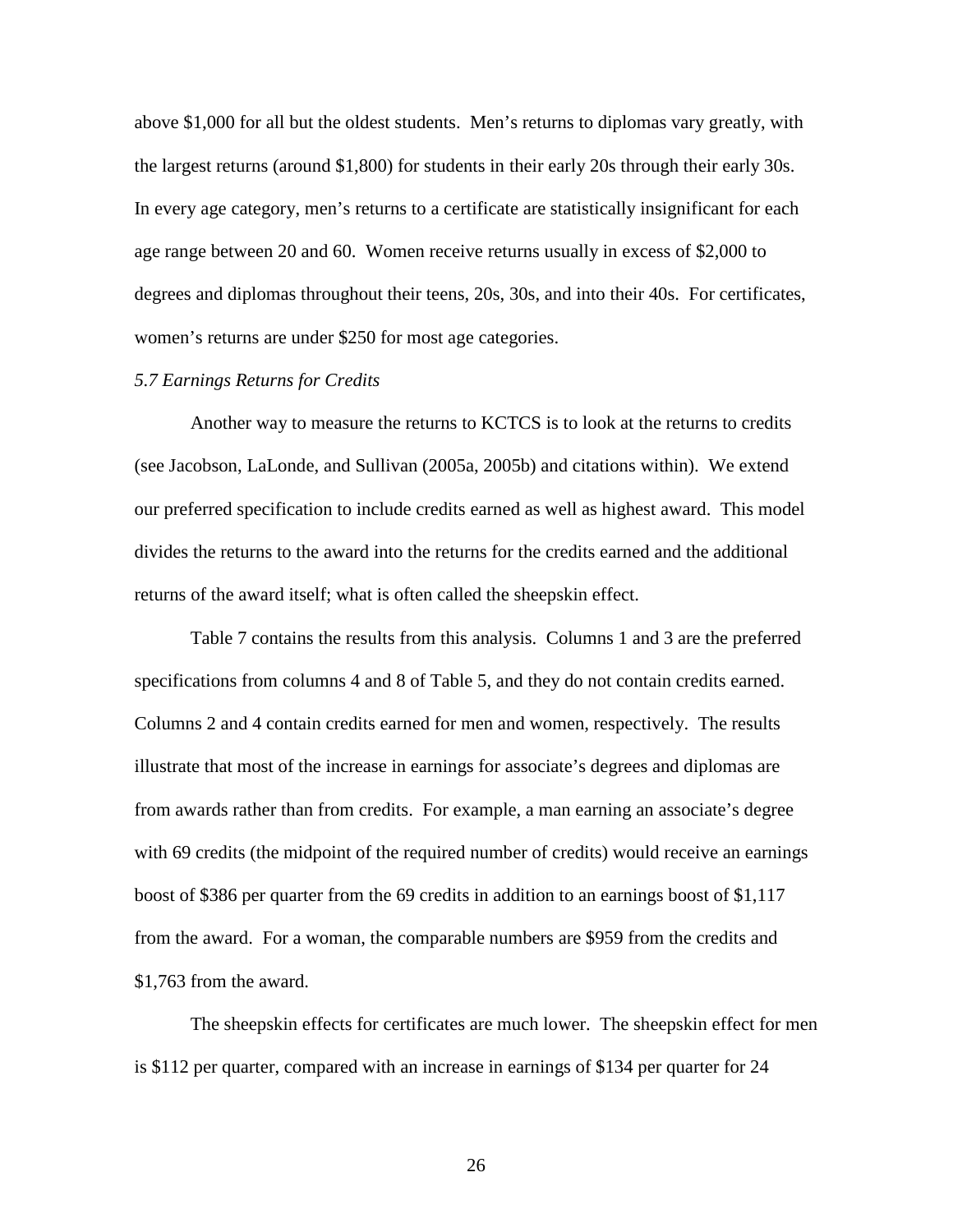above $1,000 for all but the oldest students. Men's returns to diplomas vary greatly, with the largest returns (around $1,800) for students in their early 20s through their early 30s. In every age category, men's returns to a certificate are statistically insignificant for each age range between 20 and 60. Women receive returns usually in excess of $2,000 to degrees and diplomas throughout their teens, 20s, 30s, and into their 40s. For certificates, women's returns are under $250 for most age categories.

*5.7 Earnings Returns for Credits*

Another way to measure the returns to KCTCS is to look at the returns to credits (see Jacobson, LaLonde, and Sullivan (2005a, 2005b) and citations within). We extend our preferred specification to include credits earned as well as highest award. This model divides the returns to the award into the returns for the credits earned and the additional returns of the award itself; what is often called the sheepskin effect.

Table 7 contains the results from this analysis. Columns 1 and 3 are the preferred specifications from columns 4 and 8 of Table 5, and they do not contain credits earned. Columns 2 and 4 contain credits earned for men and women, respectively. The results illustrate that most of the increase in earnings for associate's degrees and diplomas are from awards rather than from credits. For example, a man earning an associate's degree with 69 credits (the midpoint of the required number of credits) would receive an earnings boost of $386 per quarter from the 69 credits in addition to an earnings boost of $1,117 from the award. For a woman, the comparable numbers are $959 from the credits and $1,763 from the award.

The sheepskin effects for certificates are much lower. The sheepskin effect for men is $112 per quarter, compared with an increase in earnings of $134 per quarter for 24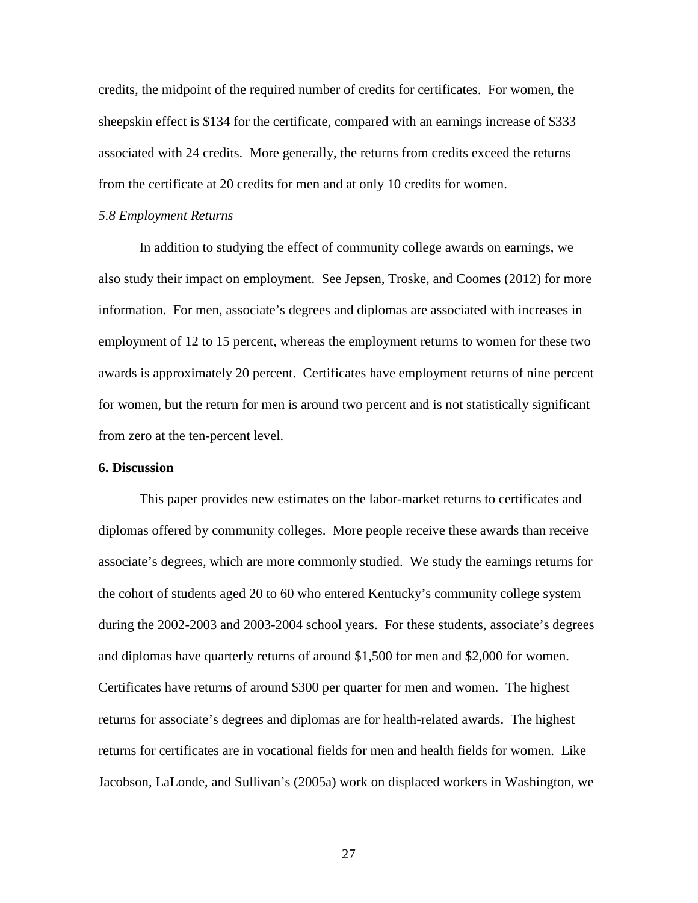credits, the midpoint of the required number of credits for certificates. For women, the sheepskin effect is $134 for the certificate, compared with an earnings increase of $333 associated with 24 credits. More generally, the returns from credits exceed the returns from the certificate at 20 credits for men and at only 10 credits for women.

### *5.8 Employment Returns*

In addition to studying the effect of community college awards on earnings, we also study their impact on employment. See Jepsen, Troske, and Coomes (2012) for more information. For men, associate's degrees and diplomas are associated with increases in employment of 12 to 15 percent, whereas the employment returns to women for these two awards is approximately 20 percent. Certificates have employment returns of nine percent for women, but the return for men is around two percent and is not statistically significant from zero at the ten-percent level.

## 6. Discussion

This paper provides new estimates on the labor-market returns to certificates and diplomas offered by community colleges. More people receive these awards than receive associate's degrees, which are more commonly studied. We study the earnings returns for the cohort of students aged 20 to 60 who entered Kentucky's community college system during the 2002-2003 and 2003-2004 school years. For these students, associate's degrees and diplomas have quarterly returns of around $1,500 for men and $2,000 for women. Certificates have returns of around $300 per quarter for men and women. The highest returns for associate's degrees and diplomas are for health-related awards. The highest returns for certificates are in vocational fields for men and health fields for women. Like Jacobson, LaLonde, and Sullivan's (2005a) work on displaced workers in Washington, we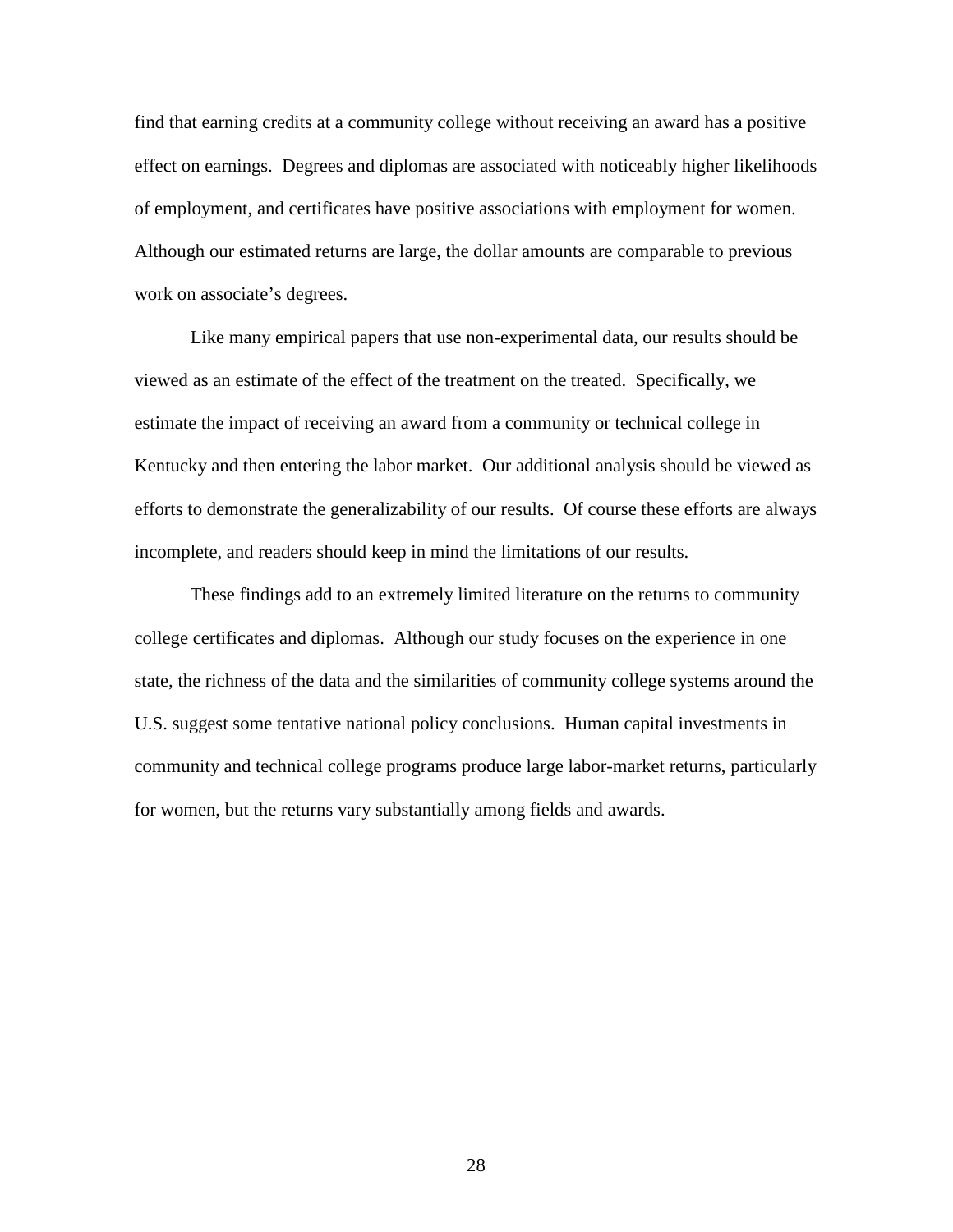find that earning credits at a community college without receiving an award has a positive effect on earnings. Degrees and diplomas are associated with noticeably higher likelihoods of employment, and certificates have positive associations with employment for women. Although our estimated returns are large, the dollar amounts are comparable to previous work on associate's degrees.

Like many empirical papers that use non-experimental data, our results should be viewed as an estimate of the effect of the treatment on the treated. Specifically, we estimate the impact of receiving an award from a community or technical college in Kentucky and then entering the labor market. Our additional analysis should be viewed as efforts to demonstrate the generalizability of our results. Of course these efforts are always incomplete, and readers should keep in mind the limitations of our results.

These findings add to an extremely limited literature on the returns to community college certificates and diplomas. Although our study focuses on the experience in one state, the richness of the data and the similarities of community college systems around the U.S. suggest some tentative national policy conclusions. Human capital investments in community and technical college programs produce large labor-market returns, particularly for women, but the returns vary substantially among fields and awards.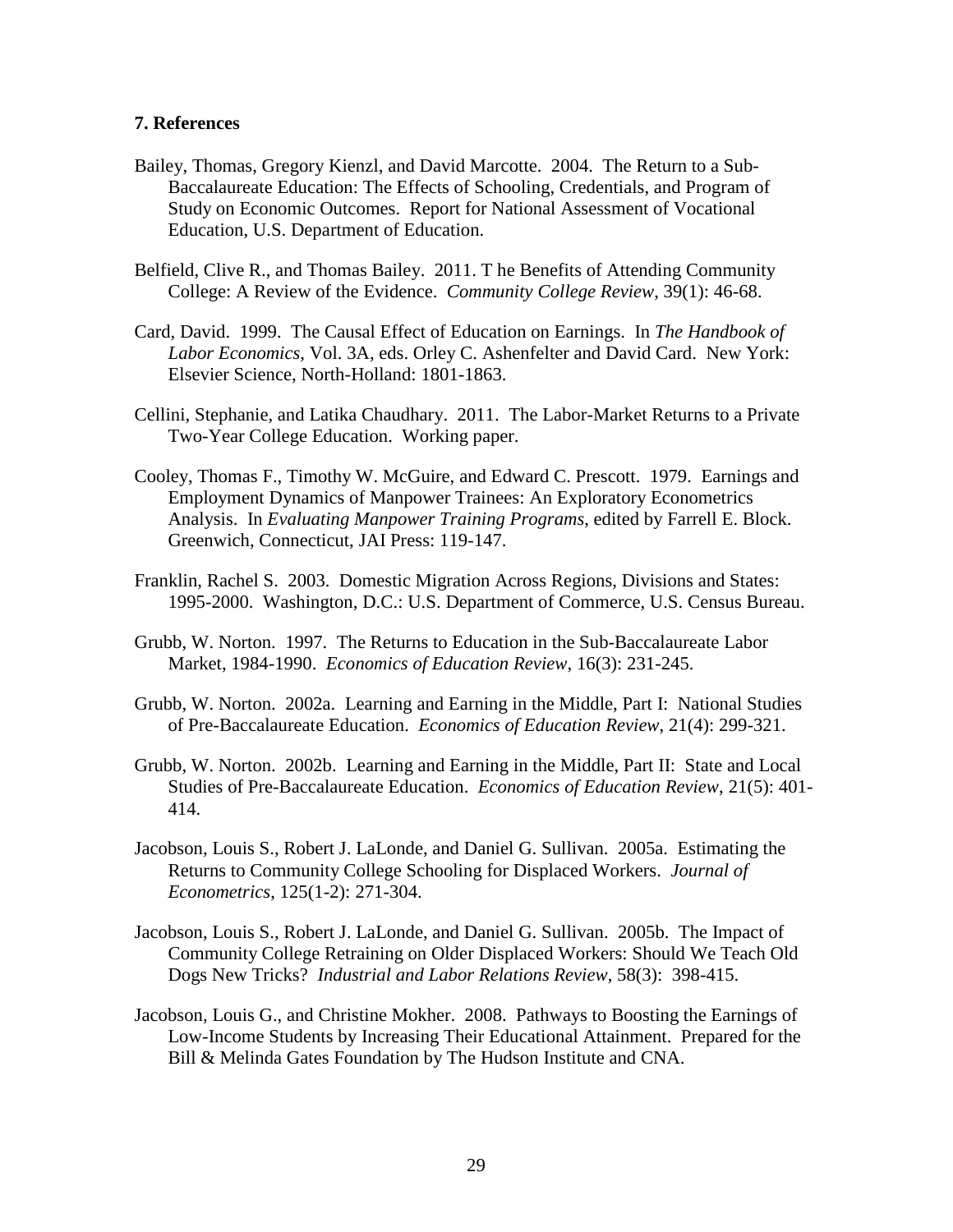## 7. References

Bailey, Thomas, Gregory Kienzl, and David Marcotte. 2004. The Return to a Sub-Baccalaureate Education: The Effects of Schooling, Credentials, and Program of Study on Economic Outcomes. Report for National Assessment of Vocational Education, U.S. Department of Education.

Belfield, Clive R., and Thomas Bailey. 2011. T he Benefits of Attending Community College: A Review of the Evidence. *Community College Review*, 39(1): 46-68.

Card, David. 1999. The Causal Effect of Education on Earnings. In *The Handbook of Labor Economics*, Vol. 3A, eds. Orley C. Ashenfelter and David Card. New York: Elsevier Science, North-Holland: 1801-1863.

Cellini, Stephanie, and Latika Chaudhary. 2011. The Labor-Market Returns to a Private Two-Year College Education. Working paper.

Cooley, Thomas F., Timothy W. McGuire, and Edward C. Prescott. 1979. Earnings and Employment Dynamics of Manpower Trainees: An Exploratory Econometrics Analysis. In *Evaluating Manpower Training Programs*, edited by Farrell E. Block. Greenwich, Connecticut, JAI Press: 119-147.

Franklin, Rachel S. 2003. Domestic Migration Across Regions, Divisions and States: 1995-2000. Washington, D.C.: U.S. Department of Commerce, U.S. Census Bureau.

Grubb, W. Norton. 1997. The Returns to Education in the Sub-Baccalaureate Labor Market, 1984-1990. *Economics of Education Review*, 16(3): 231-245.

Grubb, W. Norton. 2002a. Learning and Earning in the Middle, Part I: National Studies of Pre-Baccalaureate Education. *Economics of Education Review*, 21(4): 299-321.

Grubb, W. Norton. 2002b. Learning and Earning in the Middle, Part II: State and Local Studies of Pre-Baccalaureate Education. *Economics of Education Review*, 21(5): 401-414.

Jacobson, Louis S., Robert J. LaLonde, and Daniel G. Sullivan. 2005a. Estimating the Returns to Community College Schooling for Displaced Workers. *Journal of Econometrics*, 125(1-2): 271-304.

Jacobson, Louis S., Robert J. LaLonde, and Daniel G. Sullivan. 2005b. The Impact of Community College Retraining on Older Displaced Workers: Should We Teach Old Dogs New Tricks? *Industrial and Labor Relations Review*, 58(3): 398-415.

Jacobson, Louis G., and Christine Mokher. 2008. Pathways to Boosting the Earnings of Low-Income Students by Increasing Their Educational Attainment. Prepared for the Bill & Melinda Gates Foundation by The Hudson Institute and CNA.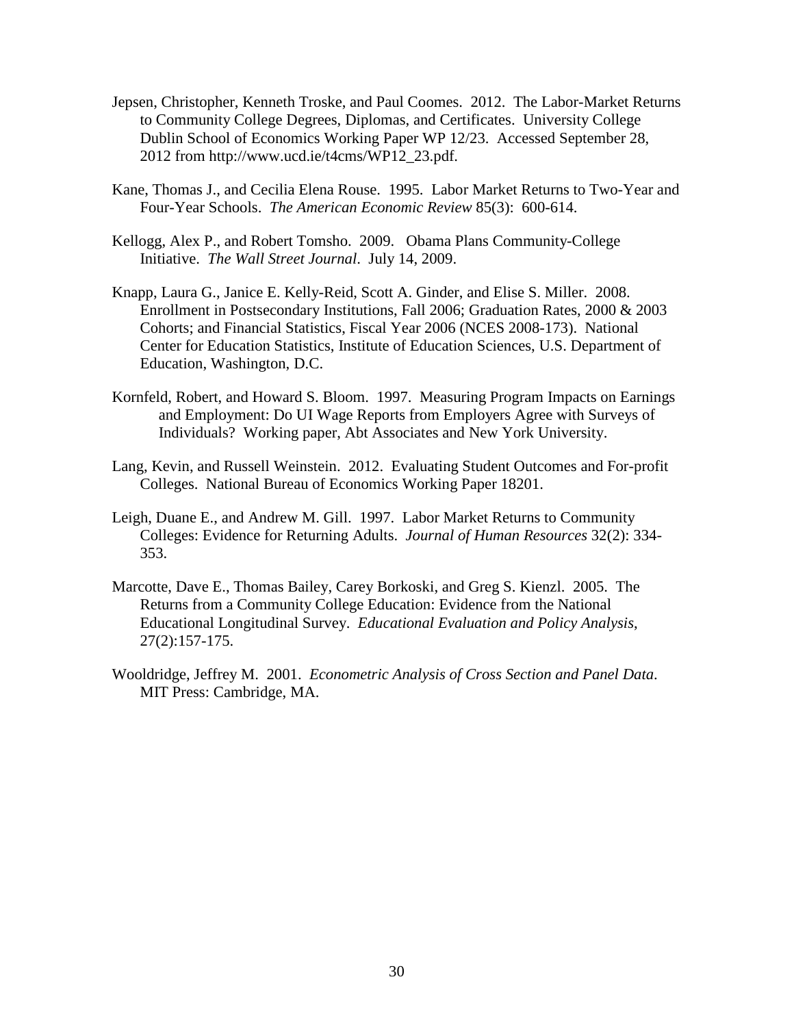Jepsen, Christopher, Kenneth Troske, and Paul Coomes. 2012. The Labor-Market Returns to Community College Degrees, Diplomas, and Certificates. University College Dublin School of Economics Working Paper WP 12/23. Accessed September 28, 2012 from http://www.ucd.ie/t4cms/WP12_23.pdf.

Kane, Thomas J., and Cecilia Elena Rouse. 1995. Labor Market Returns to Two-Year and Four-Year Schools. *The American Economic Review* 85(3): 600-614.

Kellogg, Alex P., and Robert Tomsho. 2009. Obama Plans Community-College Initiative. *The Wall Street Journal*. July 14, 2009.

Knapp, Laura G., Janice E. Kelly-Reid, Scott A. Ginder, and Elise S. Miller. 2008. Enrollment in Postsecondary Institutions, Fall 2006; Graduation Rates, 2000 & 2003 Cohorts; and Financial Statistics, Fiscal Year 2006 (NCES 2008-173). National Center for Education Statistics, Institute of Education Sciences, U.S. Department of Education, Washington, D.C.

Kornfeld, Robert, and Howard S. Bloom. 1997. Measuring Program Impacts on Earnings and Employment: Do UI Wage Reports from Employers Agree with Surveys of Individuals? Working paper, Abt Associates and New York University.

Lang, Kevin, and Russell Weinstein. 2012. Evaluating Student Outcomes and For-profit Colleges. National Bureau of Economics Working Paper 18201.

Leigh, Duane E., and Andrew M. Gill. 1997. Labor Market Returns to Community Colleges: Evidence for Returning Adults. *Journal of Human Resources* 32(2): 334-353.

Marcotte, Dave E., Thomas Bailey, Carey Borkoski, and Greg S. Kienzl. 2005. The Returns from a Community College Education: Evidence from the National Educational Longitudinal Survey. *Educational Evaluation and Policy Analysis*, 27(2):157-175.

Wooldridge, Jeffrey M. 2001. *Econometric Analysis of Cross Section and Panel Data*. MIT Press: Cambridge, MA.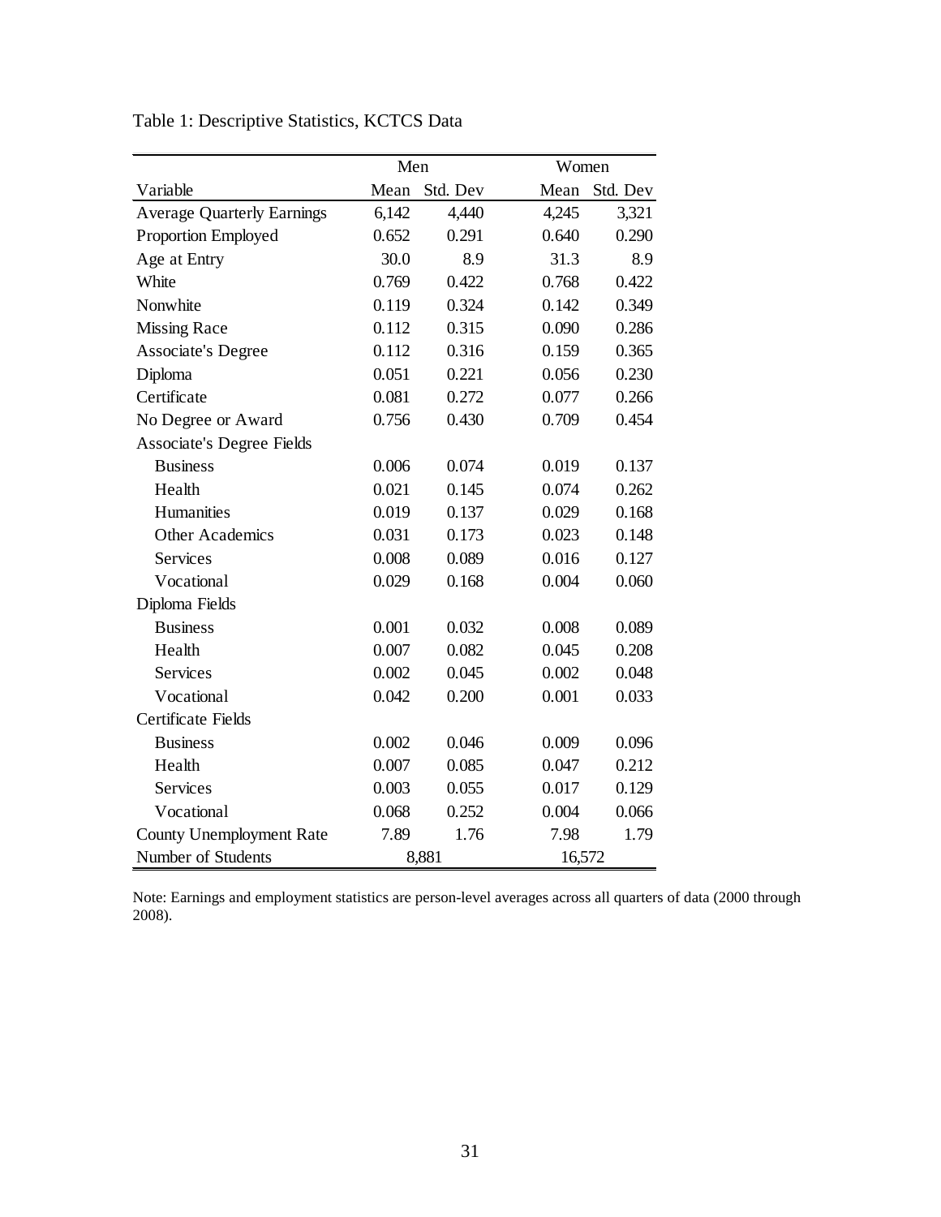Table 1: Descriptive Statistics, KCTCS Data

| | Men | | Women | |
|---|---|---|---|---|
| Variable | Mean | Std. Dev | Mean | Std. Dev |
| Average Quarterly Earnings | 6,142 | 4,440 | 4,245 | 3,321 |
| Proportion Employed | 0.652 | 0.291 | 0.640 | 0.290 |
| Age at Entry | 30.0 | 8.9 | 31.3 | 8.9 |
| White | 0.769 | 0.422 | 0.768 | 0.422 |
| Nonwhite | 0.119 | 0.324 | 0.142 | 0.349 |
| Missing Race | 0.112 | 0.315 | 0.090 | 0.286 |
| Associate's Degree | 0.112 | 0.316 | 0.159 | 0.365 |
| Diploma | 0.051 | 0.221 | 0.056 | 0.230 |
| Certificate | 0.081 | 0.272 | 0.077 | 0.266 |
| No Degree or Award | 0.756 | 0.430 | 0.709 | 0.454 |
| Associate's Degree Fields | | | | |
| Business | 0.006 | 0.074 | 0.019 | 0.137 |
| Health | 0.021 | 0.145 | 0.074 | 0.262 |
| Humanities | 0.019 | 0.137 | 0.029 | 0.168 |
| Other Academics | 0.031 | 0.173 | 0.023 | 0.148 |
| Services | 0.008 | 0.089 | 0.016 | 0.127 |
| Vocational | 0.029 | 0.168 | 0.004 | 0.060 |
| Diploma Fields | | | | |
| Business | 0.001 | 0.032 | 0.008 | 0.089 |
| Health | 0.007 | 0.082 | 0.045 | 0.208 |
| Services | 0.002 | 0.045 | 0.002 | 0.048 |
| Vocational | 0.042 | 0.200 | 0.001 | 0.033 |
| Certificate Fields | | | | |
| Business | 0.002 | 0.046 | 0.009 | 0.096 |
| Health | 0.007 | 0.085 | 0.047 | 0.212 |
| Services | 0.003 | 0.055 | 0.017 | 0.129 |
| Vocational | 0.068 | 0.252 | 0.004 | 0.066 |
| County Unemployment Rate | 7.89 | 1.76 | 7.98 | 1.79 |
| Number of Students | 8,881 | | 16,572 | |

Note: Earnings and employment statistics are person-level averages across all quarters of data (2000 through 2008).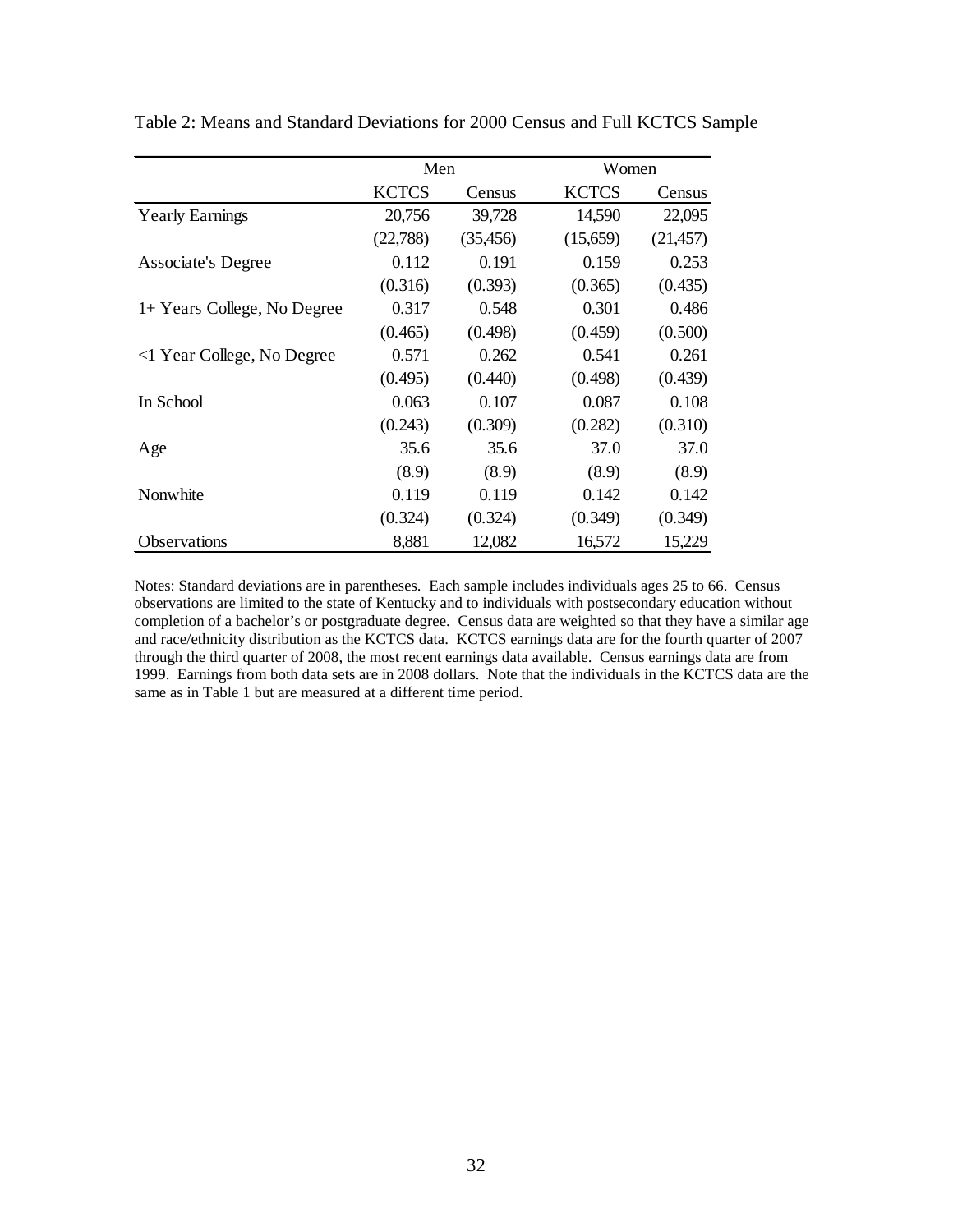Table 2: Means and Standard Deviations for 2000 Census and Full KCTCS Sample

| | Men | | Women | |
|---|---|---|---|---|
| | KCTCS | Census | KCTCS | Census |
| Yearly Earnings | 20,756 | 39,728 | 14,590 | 22,095 |
| | (22,788) | (35,456) | (15,659) | (21,457) |
| Associate's Degree | 0.112 | 0.191 | 0.159 | 0.253 |
| | (0.316) | (0.393) | (0.365) | (0.435) |
| 1+ Years College, No Degree | 0.317 | 0.548 | 0.301 | 0.486 |
| | (0.465) | (0.498) | (0.459) | (0.500) |
| <1 Year College, No Degree | 0.571 | 0.262 | 0.541 | 0.261 |
| | (0.495) | (0.440) | (0.498) | (0.439) |
| In School | 0.063 | 0.107 | 0.087 | 0.108 |
| | (0.243) | (0.309) | (0.282) | (0.310) |
| Age | 35.6 | 35.6 | 37.0 | 37.0 |
| | (8.9) | (8.9) | (8.9) | (8.9) |
| Nonwhite | 0.119 | 0.119 | 0.142 | 0.142 |
| | (0.324) | (0.324) | (0.349) | (0.349) |
| Observations | 8,881 | 12,082 | 16,572 | 15,229 |

Notes: Standard deviations are in parentheses. Each sample includes individuals ages 25 to 66. Census observations are limited to the state of Kentucky and to individuals with postsecondary education without completion of a bachelor's or postgraduate degree. Census data are weighted so that they have a similar age and race/ethnicity distribution as the KCTCS data. KCTCS earnings data are for the fourth quarter of 2007 through the third quarter of 2008, the most recent earnings data available. Census earnings data are from 1999. Earnings from both data sets are in 2008 dollars. Note that the individuals in the KCTCS data are the same as in Table 1 but are measured at a different time period.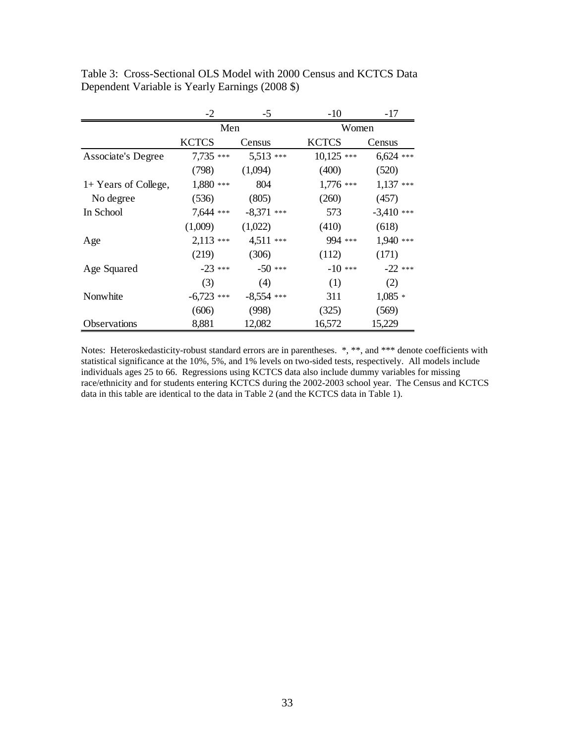Table 3: Cross-Sectional OLS Model with 2000 Census and KCTCS Data
Dependent Variable is Yearly Earnings (2008 $)

| | -2 | -5 | -10 | -17 |
|---|---|---|---|---|
| | Men | | Women | |
| | KCTCS | Census | KCTCS | Census |
| Associate's Degree | 7,735 *** | 5,513 *** | 10,125 *** | 6,624 *** |
| | (798) | (1,094) | (400) | (520) |
| 1+ Years of College, | 1,880 *** | 804 | 1,776 *** | 1,137 *** |
| No degree | (536) | (805) | (260) | (457) |
| In School | 7,644 *** | -8,371 *** | 573 | -3,410 *** |
| | (1,009) | (1,022) | (410) | (618) |
| Age | 2,113 *** | 4,511 *** | 994 *** | 1,940 *** |
| | (219) | (306) | (112) | (171) |
| Age Squared | -23 *** | -50 *** | -10 *** | -22 *** |
| | (3) | (4) | (1) | (2) |
| Nonwhite | -6,723 *** | -8,554 *** | 311 | 1,085 * |
| | (606) | (998) | (325) | (569) |
| Observations | 8,881 | 12,082 | 16,572 | 15,229 |

Notes: Heteroskedasticity-robust standard errors are in parentheses. *, **, and *** denote coefficients with statistical significance at the 10%, 5%, and 1% levels on two-sided tests, respectively. All models include individuals ages 25 to 66. Regressions using KCTCS data also include dummy variables for missing race/ethnicity and for students entering KCTCS during the 2002-2003 school year. The Census and KCTCS data in this table are identical to the data in Table 2 (and the KCTCS data in Table 1).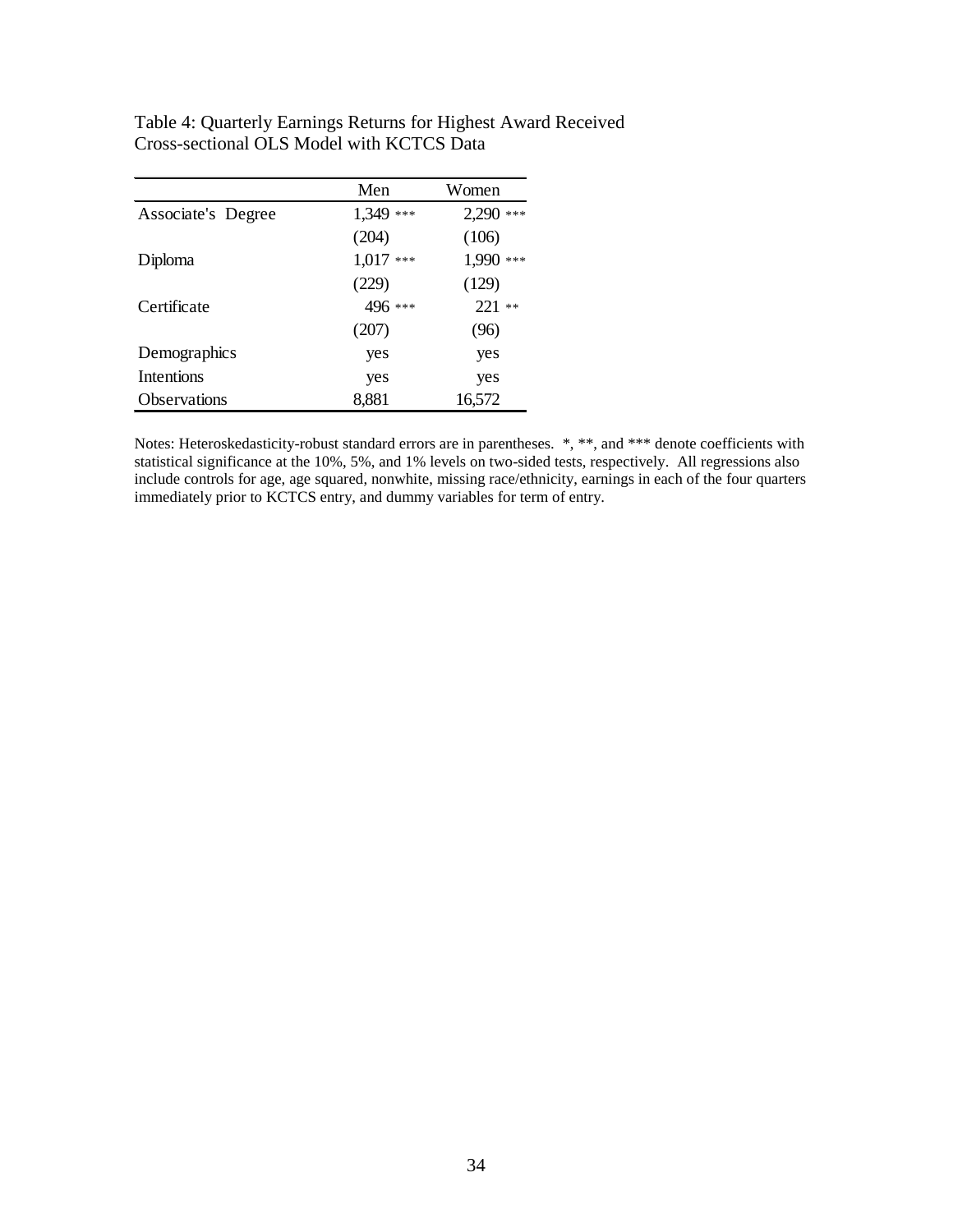Table 4: Quarterly Earnings Returns for Highest Award Received
Cross-sectional OLS Model with KCTCS Data

| | Men | Women |
|---|---|---|
| Associate's Degree | 1,349 *** | 2,290 *** |
| | (204) | (106) |
| Diploma | 1,017 *** | 1,990 *** |
| | (229) | (129) |
| Certificate | 496 *** | 221 ** |
| | (207) | (96) |
| Demographics | yes | yes |
| Intentions | yes | yes |
| Observations | 8,881 | 16,572 |

Notes: Heteroskedasticity-robust standard errors are in parentheses. *, **, and *** denote coefficients with statistical significance at the 10%, 5%, and 1% levels on two-sided tests, respectively. All regressions also include controls for age, age squared, nonwhite, missing race/ethnicity, earnings in each of the four quarters immediately prior to KCTCS entry, and dummy variables for term of entry.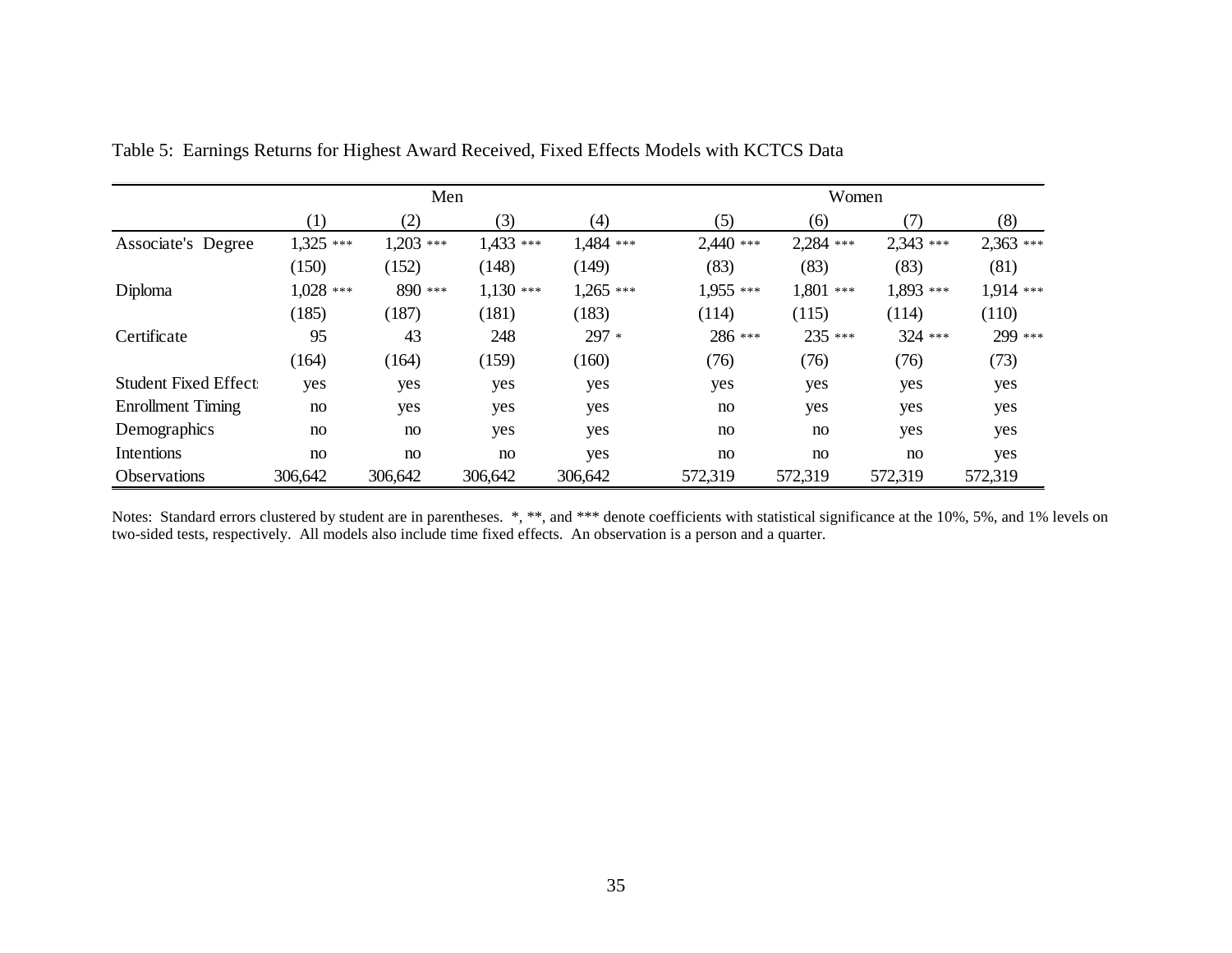Table 5: Earnings Returns for Highest Award Received, Fixed Effects Models with KCTCS Data

| | Men | | | | Women | | | |
|---|---|---|---|---|---|---|---|---|
| | (1) | (2) | (3) | (4) | (5) | (6) | (7) | (8) |
| Associate's Degree | 1,325 *** | 1,203 *** | 1,433 *** | 1,484 *** | 2,440 *** | 2,284 *** | 2,343 *** | 2,363 *** |
| | (150) | (152) | (148) | (149) | (83) | (83) | (83) | (81) |
| Diploma | 1,028 *** | 890 *** | 1,130 *** | 1,265 *** | 1,955 *** | 1,801 *** | 1,893 *** | 1,914 *** |
| | (185) | (187) | (181) | (183) | (114) | (115) | (114) | (110) |
| Certificate | 95 | 43 | 248 | 297 * | 286 *** | 235 *** | 324 *** | 299 *** |
| | (164) | (164) | (159) | (160) | (76) | (76) | (76) | (73) |
| Student Fixed Effects | yes | yes | yes | yes | yes | yes | yes | yes |
| Enrollment Timing | no | yes | yes | yes | no | yes | yes | yes |
| Demographics | no | no | yes | yes | no | no | yes | yes |
| Intentions | no | no | no | yes | no | no | no | yes |
| Observations | 306,642 | 306,642 | 306,642 | 306,642 | 572,319 | 572,319 | 572,319 | 572,319 |

Notes: Standard errors clustered by student are in parentheses. *, **, and *** denote coefficients with statistical significance at the 10%, 5%, and 1% levels on two-sided tests, respectively. All models also include time fixed effects. An observation is a person and a quarter.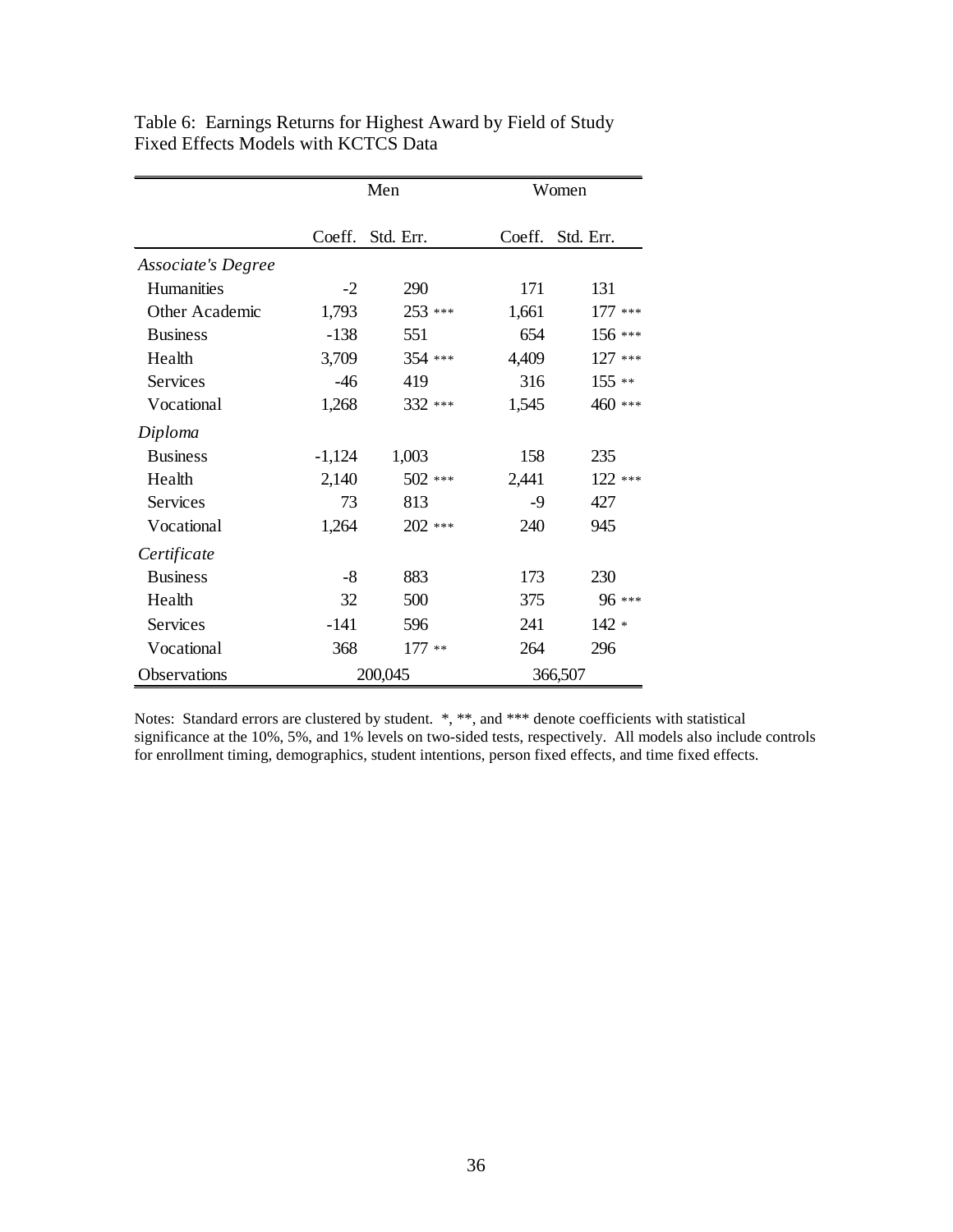Table 6: Earnings Returns for Highest Award by Field of Study
Fixed Effects Models with KCTCS Data

| | Men | | Women | |
|---|---|---|---|---|
| | Coeff. | Std. Err. | Coeff. | Std. Err. |
| *Associate's Degree* | | | | |
| Humanities | -2 | 290 | 171 | 131 |
| Other Academic | 1,793 | 253 *** | 1,661 | 177 *** |
| Business | -138 | 551 | 654 | 156 *** |
| Health | 3,709 | 354 *** | 4,409 | 127 *** |
| Services | -46 | 419 | 316 | 155 ** |
| Vocational | 1,268 | 332 *** | 1,545 | 460 *** |
| *Diploma* | | | | |
| Business | -1,124 | 1,003 | 158 | 235 |
| Health | 2,140 | 502 *** | 2,441 | 122 *** |
| Services | 73 | 813 | -9 | 427 |
| Vocational | 1,264 | 202 *** | 240 | 945 |
| *Certificate* | | | | |
| Business | -8 | 883 | 173 | 230 |
| Health | 32 | 500 | 375 | 96 *** |
| Services | -141 | 596 | 241 | 142 * |
| Vocational | 368 | 177 ** | 264 | 296 |
| Observations | 200,045 | | 366,507 | |

Notes: Standard errors are clustered by student. *, **, and *** denote coefficients with statistical significance at the 10%, 5%, and 1% levels on two-sided tests, respectively. All models also include controls for enrollment timing, demographics, student intentions, person fixed effects, and time fixed effects.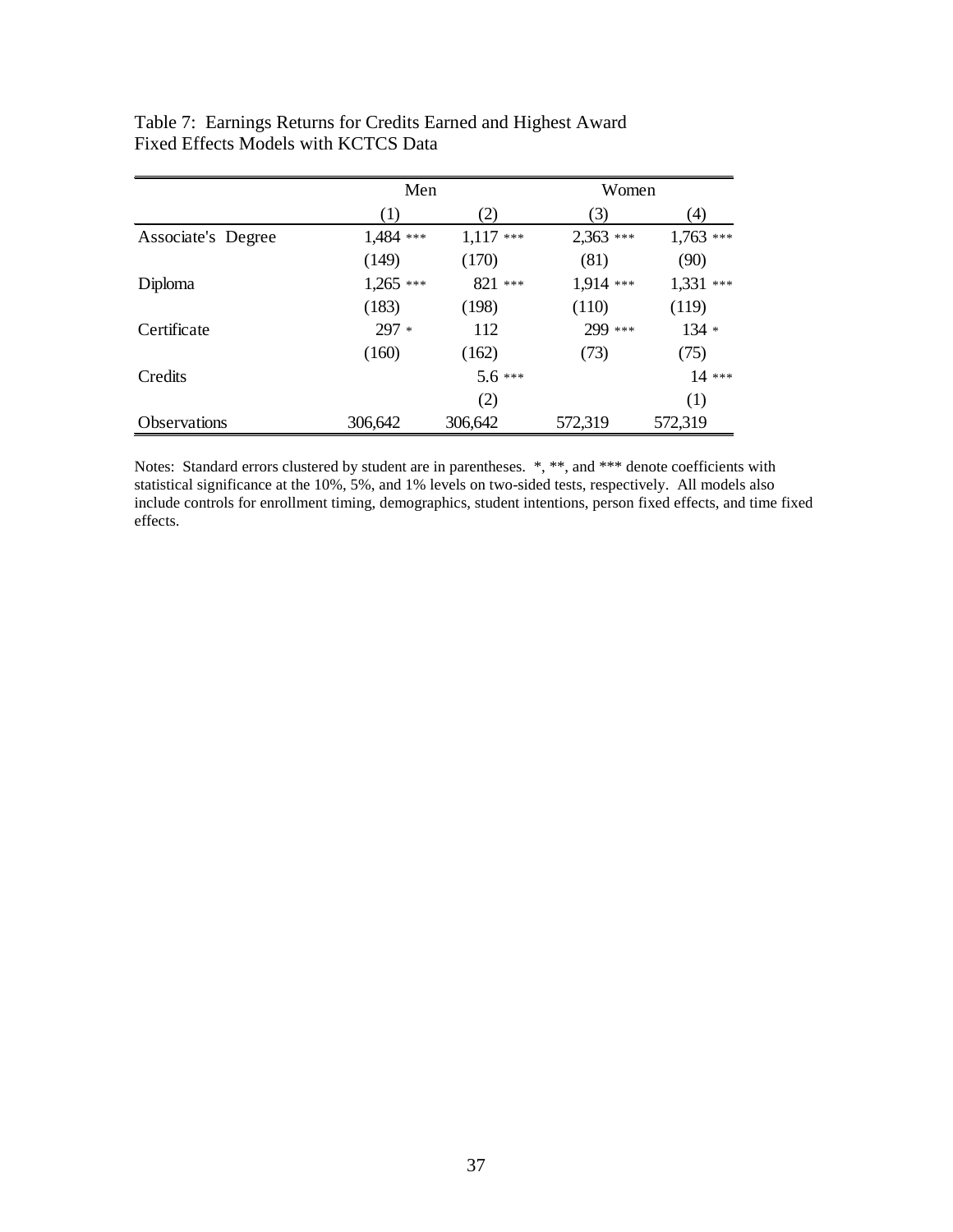Table 7: Earnings Returns for Credits Earned and Highest Award
Fixed Effects Models with KCTCS Data

| | Men | | Women | |
|---|---|---|---|---|
| | (1) | (2) | (3) | (4) |
| Associate's Degree | 1,484 *** | 1,117 *** | 2,363 *** | 1,763 *** |
| | (149) | (170) | (81) | (90) |
| Diploma | 1,265 *** | 821 *** | 1,914 *** | 1,331 *** |
| | (183) | (198) | (110) | (119) |
| Certificate | 297 * | 112 | 299 *** | 134 * |
| | (160) | (162) | (73) | (75) |
| Credits | | 5.6 *** | | 14 *** |
| | | (2) | | (1) |
| Observations | 306,642 | 306,642 | 572,319 | 572,319 |

Notes: Standard errors clustered by student are in parentheses. *, **, and *** denote coefficients with statistical significance at the 10%, 5%, and 1% levels on two-sided tests, respectively. All models also include controls for enrollment timing, demographics, student intentions, person fixed effects, and time fixed effects.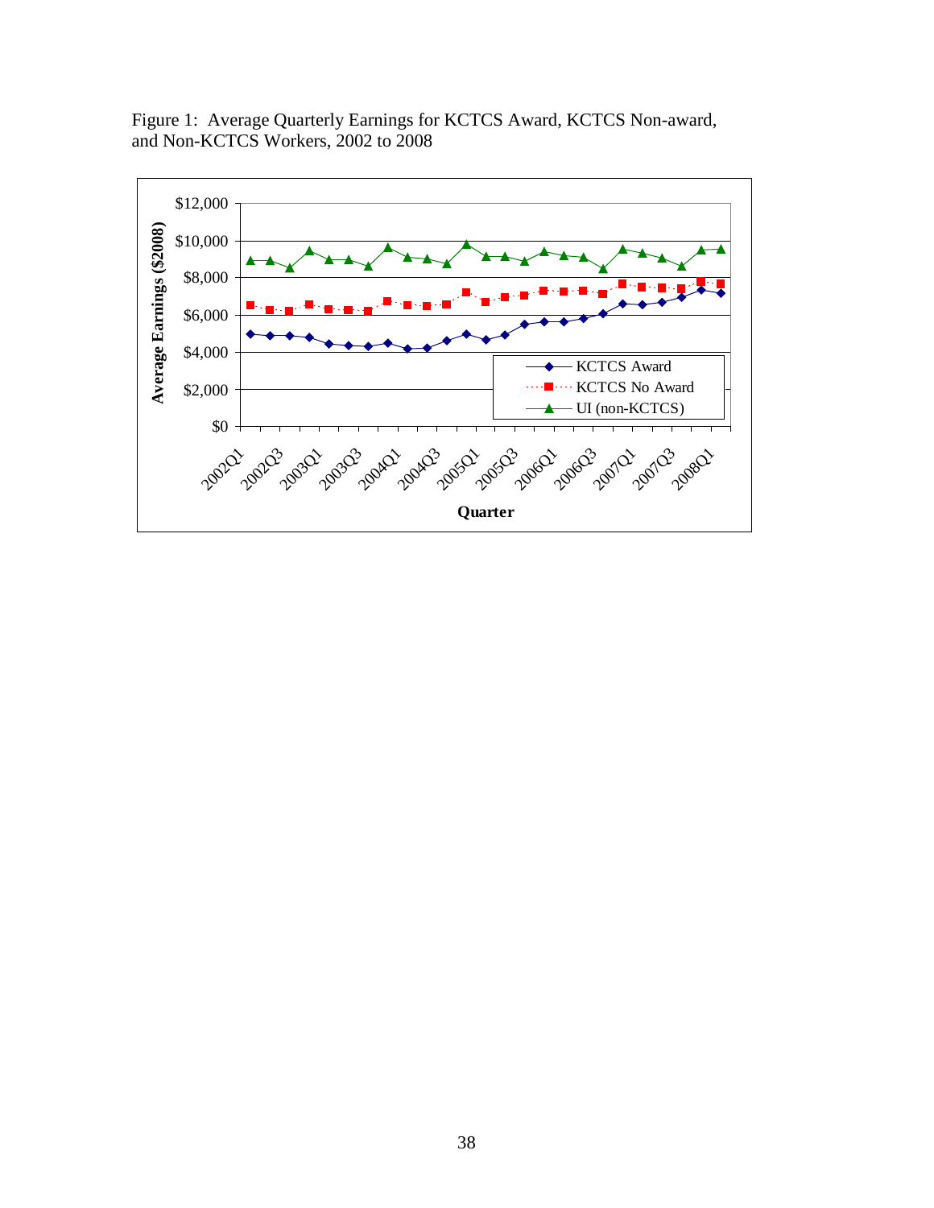Figure 1: Average Quarterly Earnings for KCTCS Award, KCTCS Non-award, and Non-KCTCS Workers, 2002 to 2008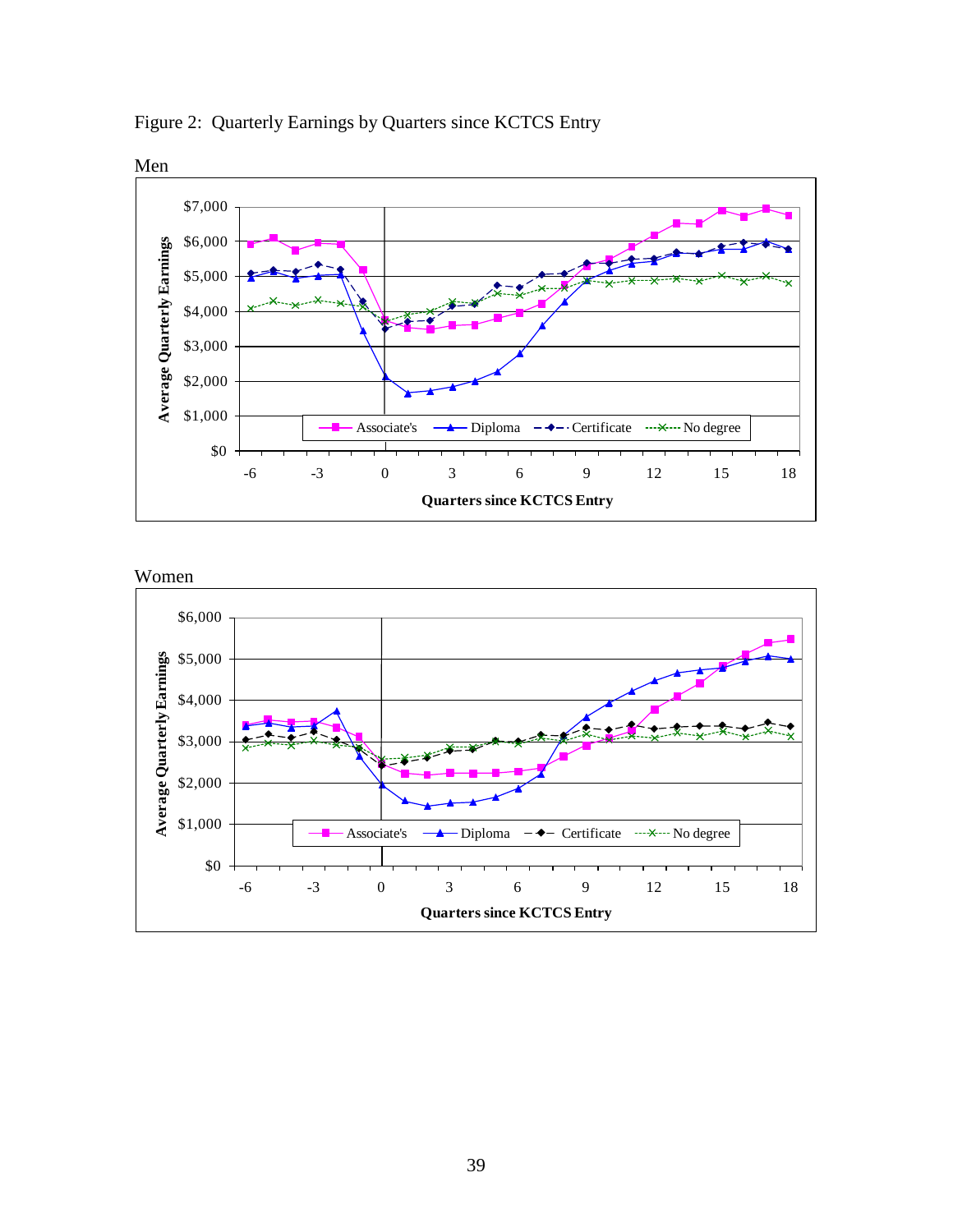Figure 2: Quarterly Earnings by Quarters since KCTCS Entry

Men

Average Quarterly Earnings

$7,000
$6,000
$5,000
$4,000
$3,000
$2,000
$1,000
$0

-6 -3 0 3 6 9 12 15 18

Quarters since KCTCS Entry

Associate's Diploma Certificate No degree

Women

Average Quarterly Earnings

$6,000
$5,000
$4,000
$3,000
$2,000
$1,000
$0

-6 -3 0 3 6 9 12 15 18

Quarters since KCTCS Entry

Associate's Diploma Certificate No degree